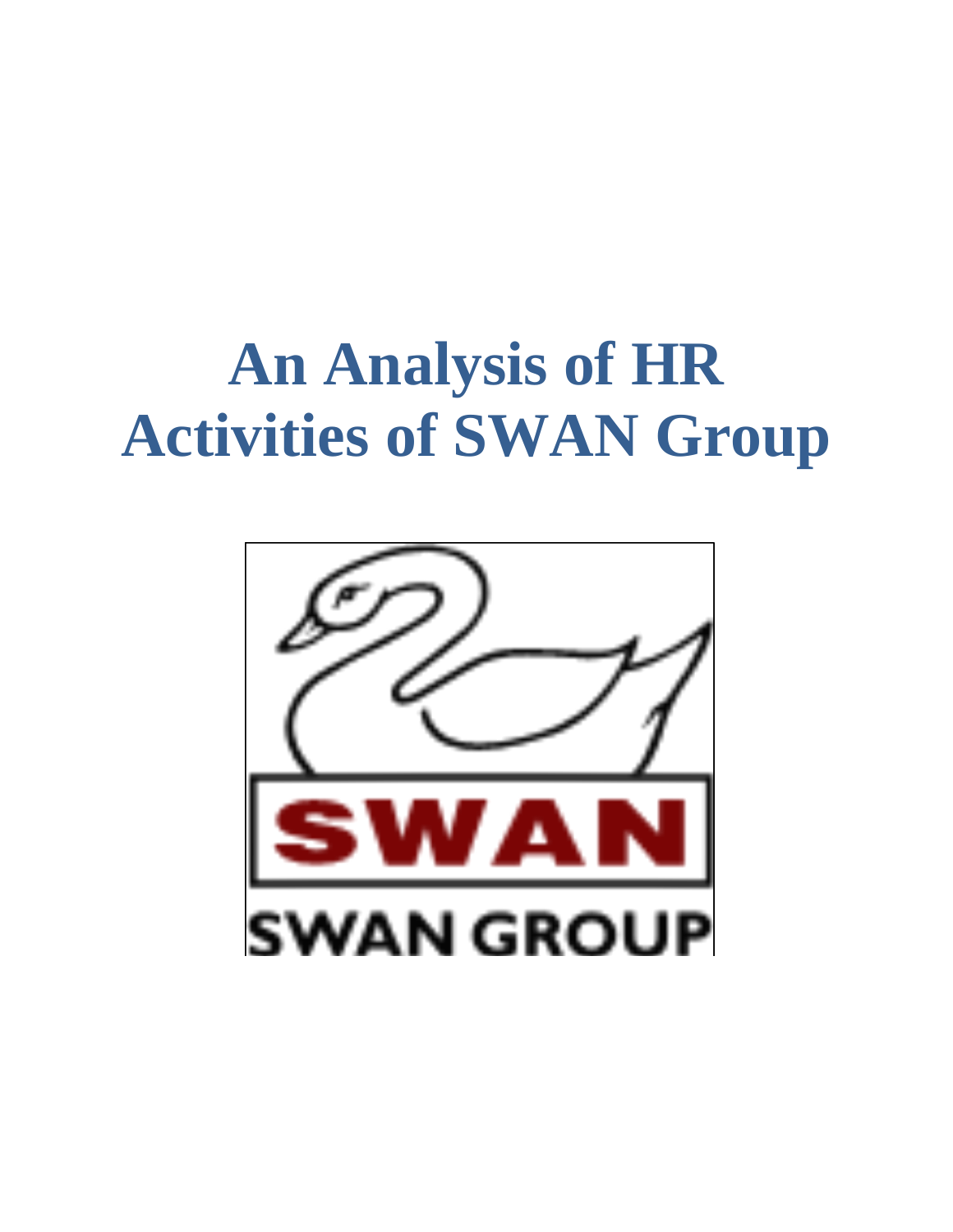# An Analysis of HR Activities of SWAN Group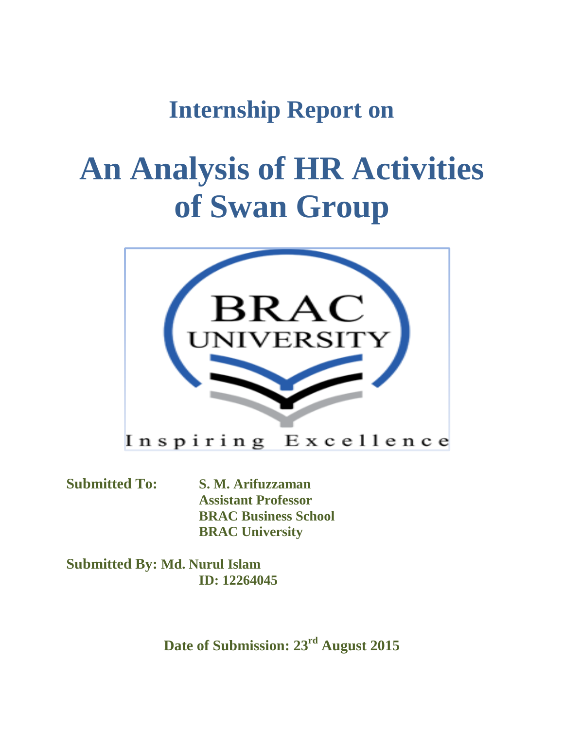# Internship Report on

# An Analysis of HR Activities of Swan Group

BRAC UNIVERSITY

Inspiring Excellence

**Submitted To:** **S. M. Arifuzzaman**
**Assistant Professor**
**BRAC Business School**
**BRAC University**

**Submitted By: Md. Nurul Islam**
**ID: 12264045**

**Date of Submission: 23rd August 2015**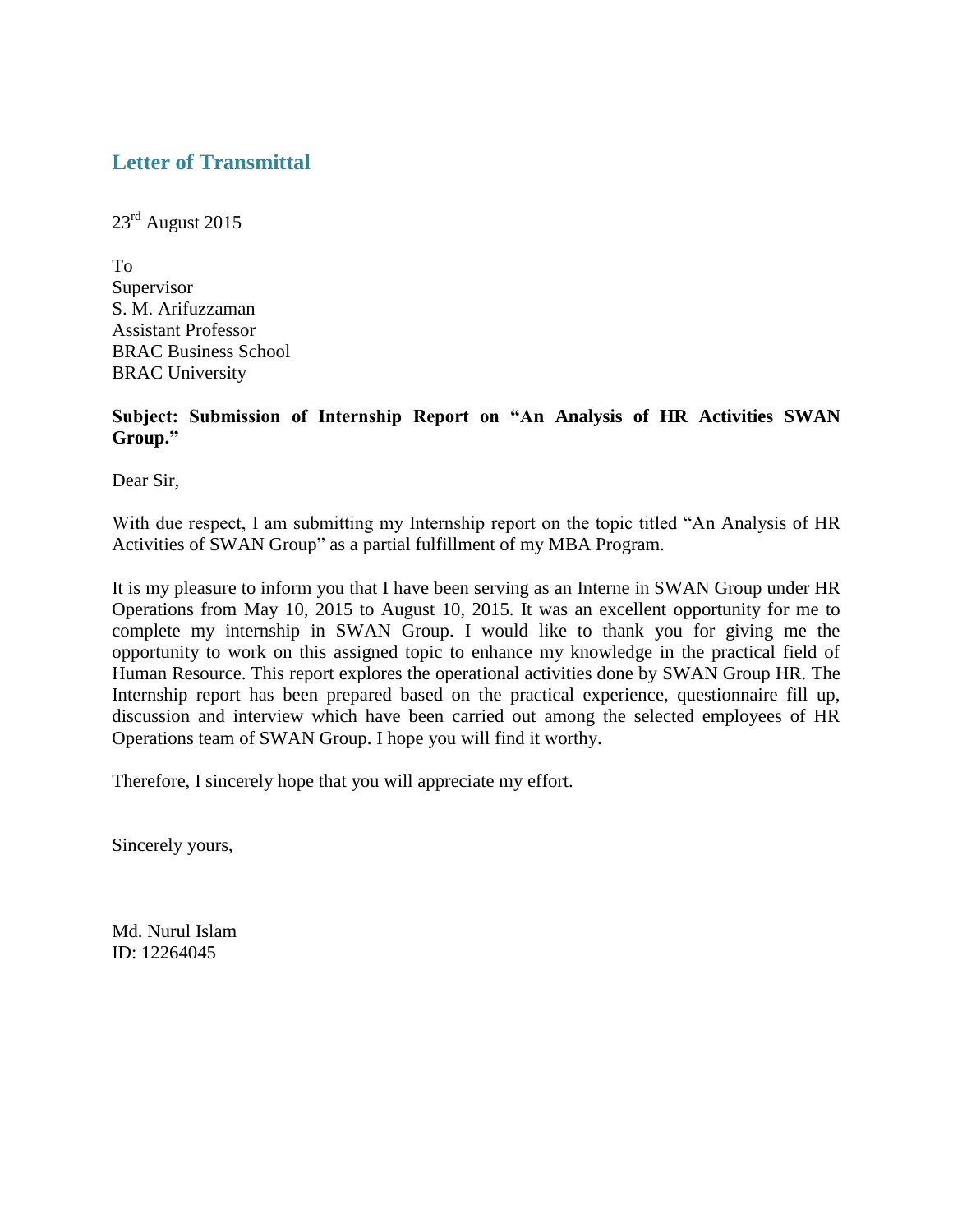## Letter of Transmittal

23rd August 2015

To
Supervisor
S. M. Arifuzzaman
Assistant Professor
BRAC Business School
BRAC University

**Subject: Submission of Internship Report on "An Analysis of HR Activities SWAN Group."**

Dear Sir,

With due respect, I am submitting my Internship report on the topic titled "An Analysis of HR Activities of SWAN Group" as a partial fulfillment of my MBA Program.

It is my pleasure to inform you that I have been serving as an Interne in SWAN Group under HR Operations from May 10, 2015 to August 10, 2015. It was an excellent opportunity for me to complete my internship in SWAN Group. I would like to thank you for giving me the opportunity to work on this assigned topic to enhance my knowledge in the practical field of Human Resource. This report explores the operational activities done by SWAN Group HR. The Internship report has been prepared based on the practical experience, questionnaire fill up, discussion and interview which have been carried out among the selected employees of HR Operations team of SWAN Group. I hope you will find it worthy.

Therefore, I sincerely hope that you will appreciate my effort.

Sincerely yours,

Md. Nurul Islam
ID: 12264045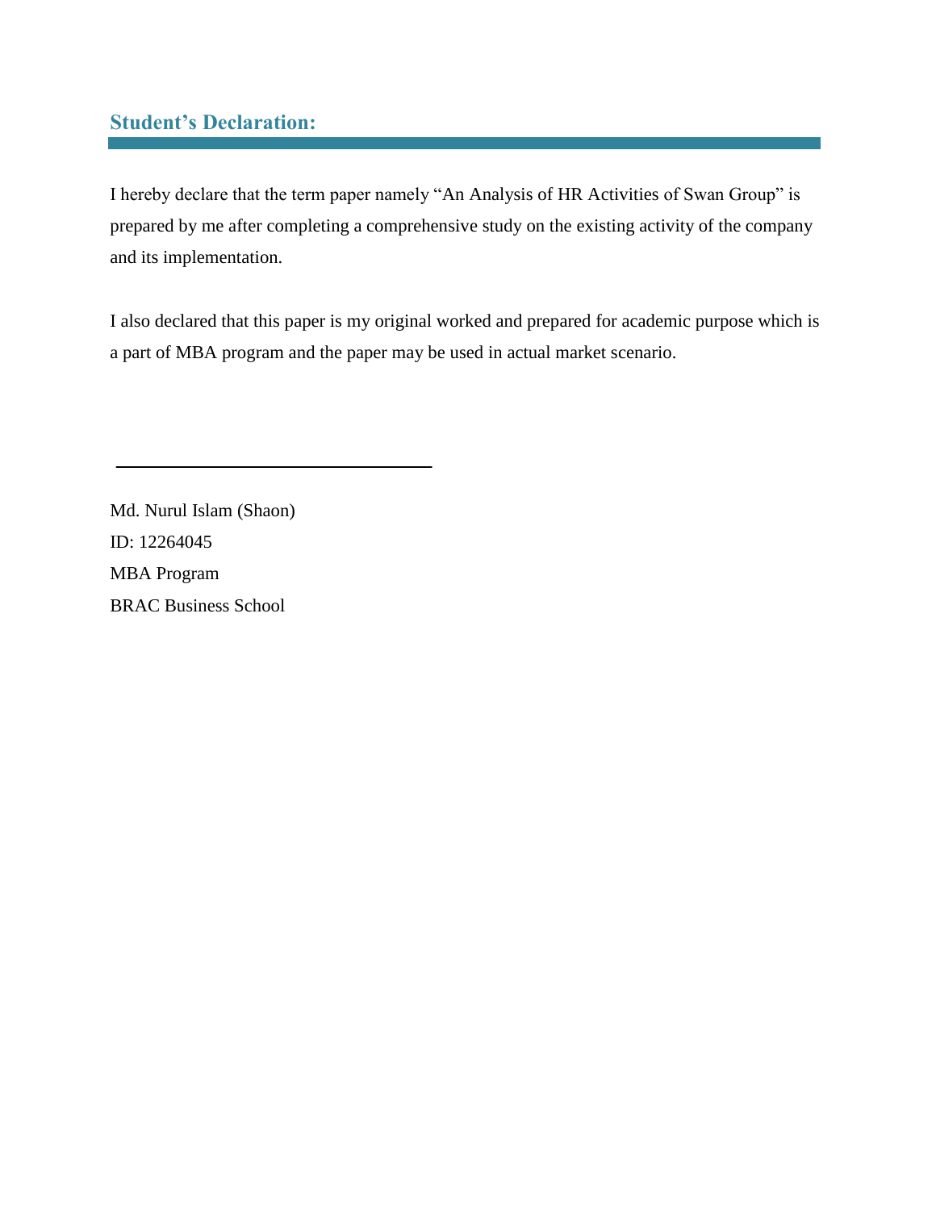## Student's Declaration:

I hereby declare that the term paper namely "An Analysis of HR Activities of Swan Group" is prepared by me after completing a comprehensive study on the existing activity of the company and its implementation.

I also declared that this paper is my original worked and prepared for academic purpose which is a part of MBA program and the paper may be used in actual market scenario.

\_\_\_\_\_\_\_\_\_\_\_\_\_\_\_\_\_\_\_\_\_\_\_\_\_\_\_\_\_\_\_\_

Md. Nurul Islam (Shaon)
ID: 12264045
MBA Program
BRAC Business School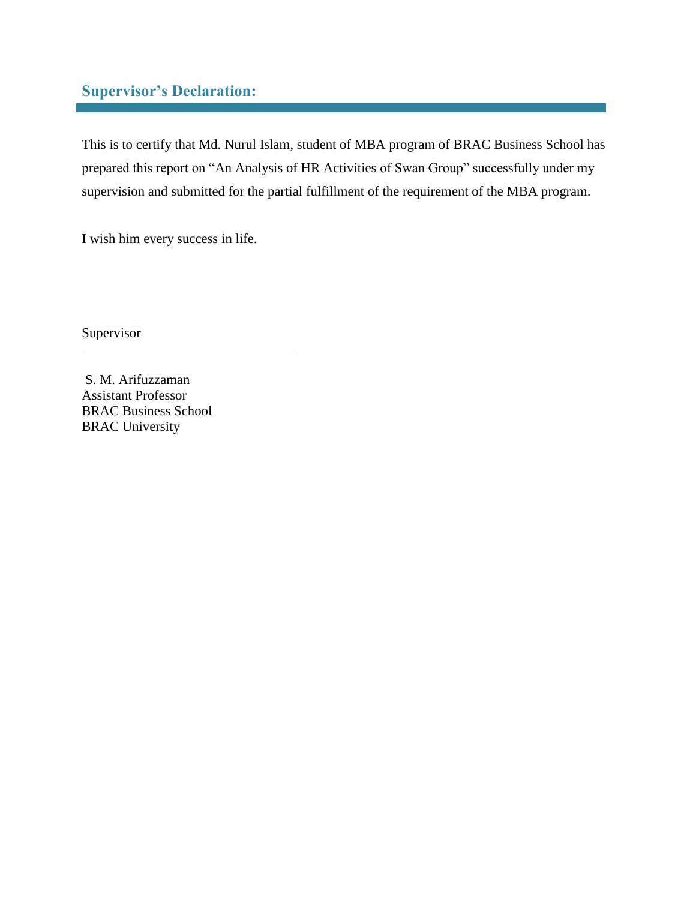## Supervisor's Declaration:

This is to certify that Md. Nurul Islam, student of MBA program of BRAC Business School has prepared this report on "An Analysis of HR Activities of Swan Group" successfully under my supervision and submitted for the partial fulfillment of the requirement of the MBA program.

I wish him every success in life.

Supervisor

\_\_\_\_\_\_\_\_\_\_\_\_\_\_\_\_\_\_\_\_\_\_\_\_\_\_\_\_\_\_

S. M. Arifuzzaman
Assistant Professor
BRAC Business School
BRAC University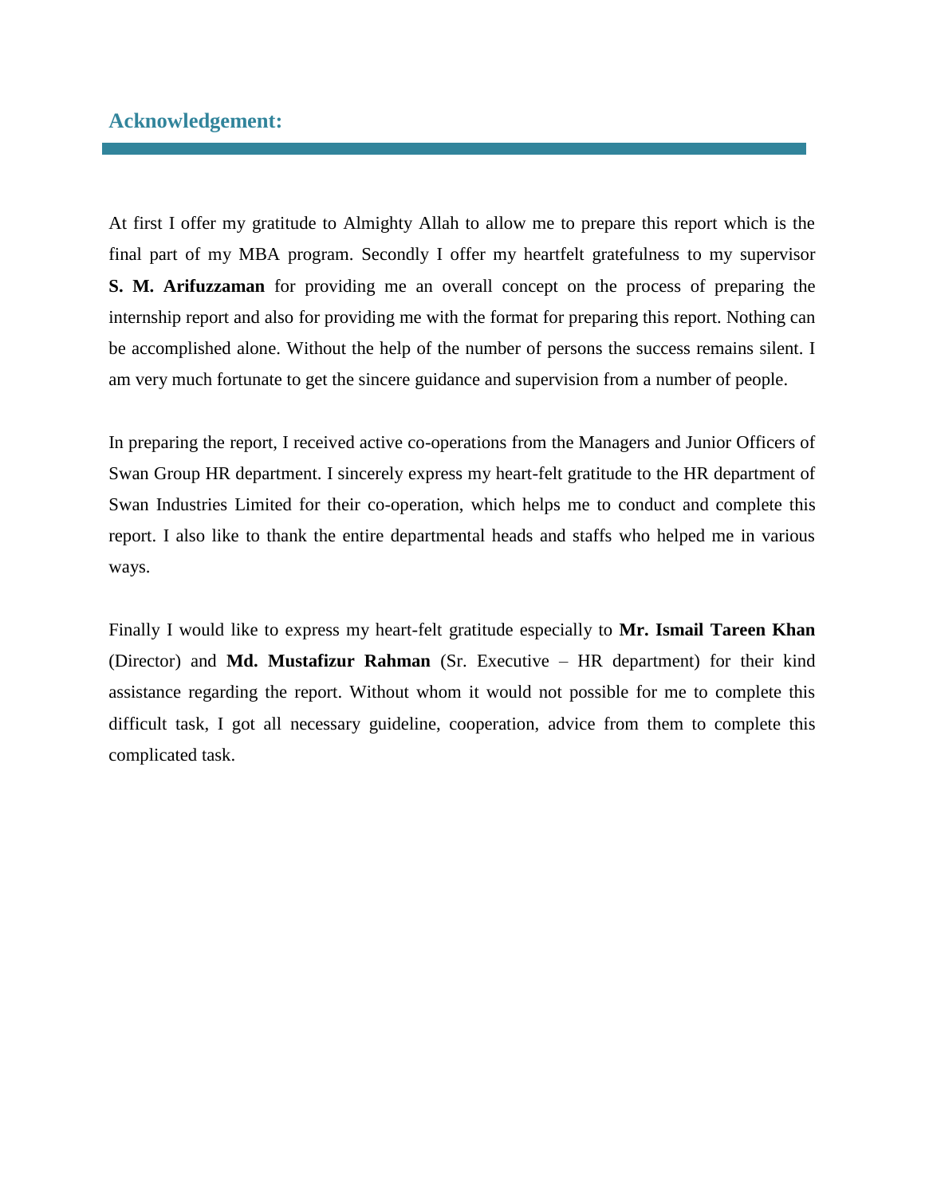## Acknowledgement:

At first I offer my gratitude to Almighty Allah to allow me to prepare this report which is the final part of my MBA program. Secondly I offer my heartfelt gratefulness to my supervisor **S. M. Arifuzzaman** for providing me an overall concept on the process of preparing the internship report and also for providing me with the format for preparing this report. Nothing can be accomplished alone. Without the help of the number of persons the success remains silent. I am very much fortunate to get the sincere guidance and supervision from a number of people.

In preparing the report, I received active co-operations from the Managers and Junior Officers of Swan Group HR department. I sincerely express my heart-felt gratitude to the HR department of Swan Industries Limited for their co-operation, which helps me to conduct and complete this report. I also like to thank the entire departmental heads and staffs who helped me in various ways.

Finally I would like to express my heart-felt gratitude especially to **Mr. Ismail Tareen Khan** (Director) and **Md. Mustafizur Rahman** (Sr. Executive – HR department) for their kind assistance regarding the report. Without whom it would not possible for me to complete this difficult task, I got all necessary guideline, cooperation, advice from them to complete this complicated task.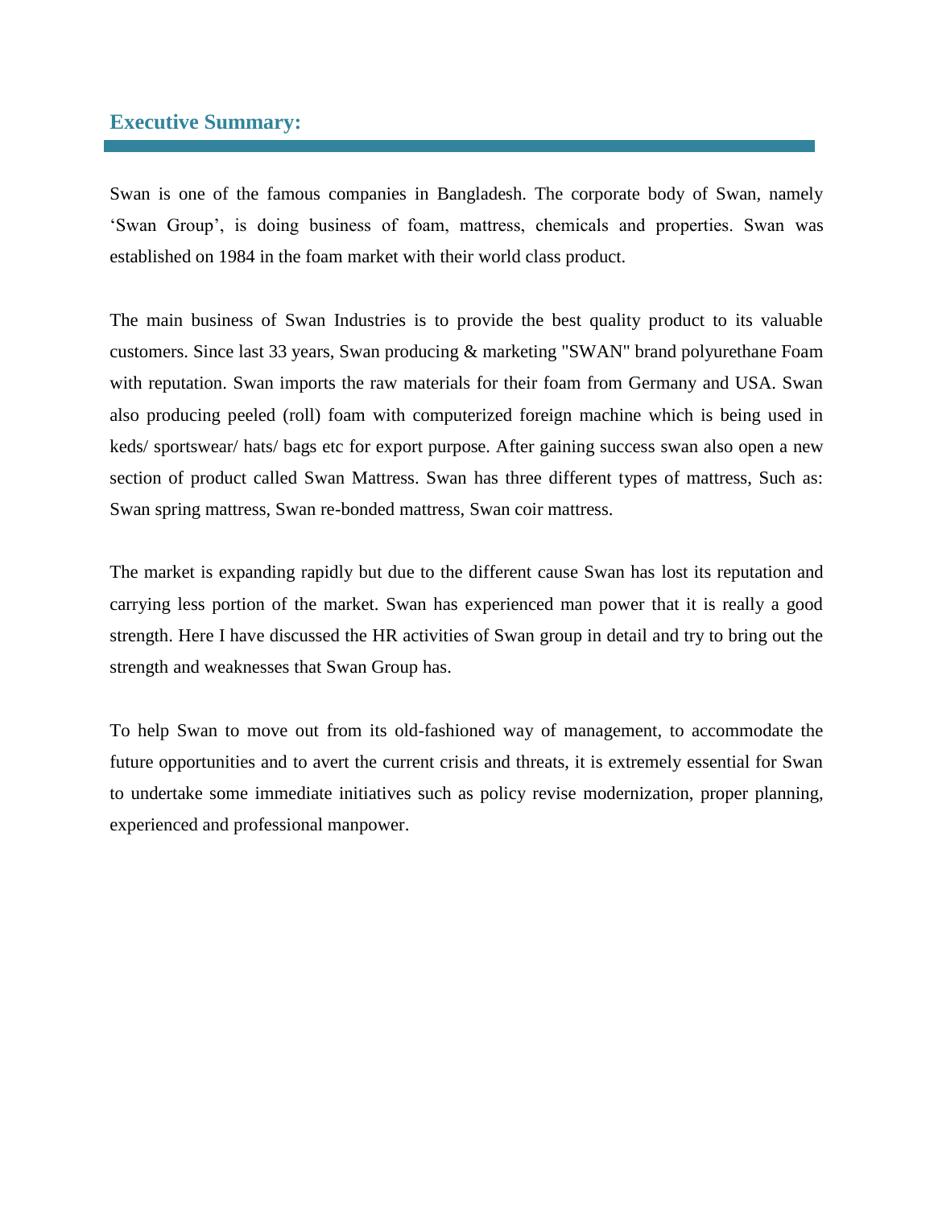## Executive Summary:

Swan is one of the famous companies in Bangladesh. The corporate body of Swan, namely 'Swan Group', is doing business of foam, mattress, chemicals and properties. Swan was established on 1984 in the foam market with their world class product.

The main business of Swan Industries is to provide the best quality product to its valuable customers. Since last 33 years, Swan producing & marketing "SWAN" brand polyurethane Foam with reputation. Swan imports the raw materials for their foam from Germany and USA. Swan also producing peeled (roll) foam with computerized foreign machine which is being used in keds/ sportswear/ hats/ bags etc for export purpose. After gaining success swan also open a new section of product called Swan Mattress. Swan has three different types of mattress, Such as: Swan spring mattress, Swan re-bonded mattress, Swan coir mattress.

The market is expanding rapidly but due to the different cause Swan has lost its reputation and carrying less portion of the market. Swan has experienced man power that it is really a good strength. Here I have discussed the HR activities of Swan group in detail and try to bring out the strength and weaknesses that Swan Group has.

To help Swan to move out from its old-fashioned way of management, to accommodate the future opportunities and to avert the current crisis and threats, it is extremely essential for Swan to undertake some immediate initiatives such as policy revise modernization, proper planning, experienced and professional manpower.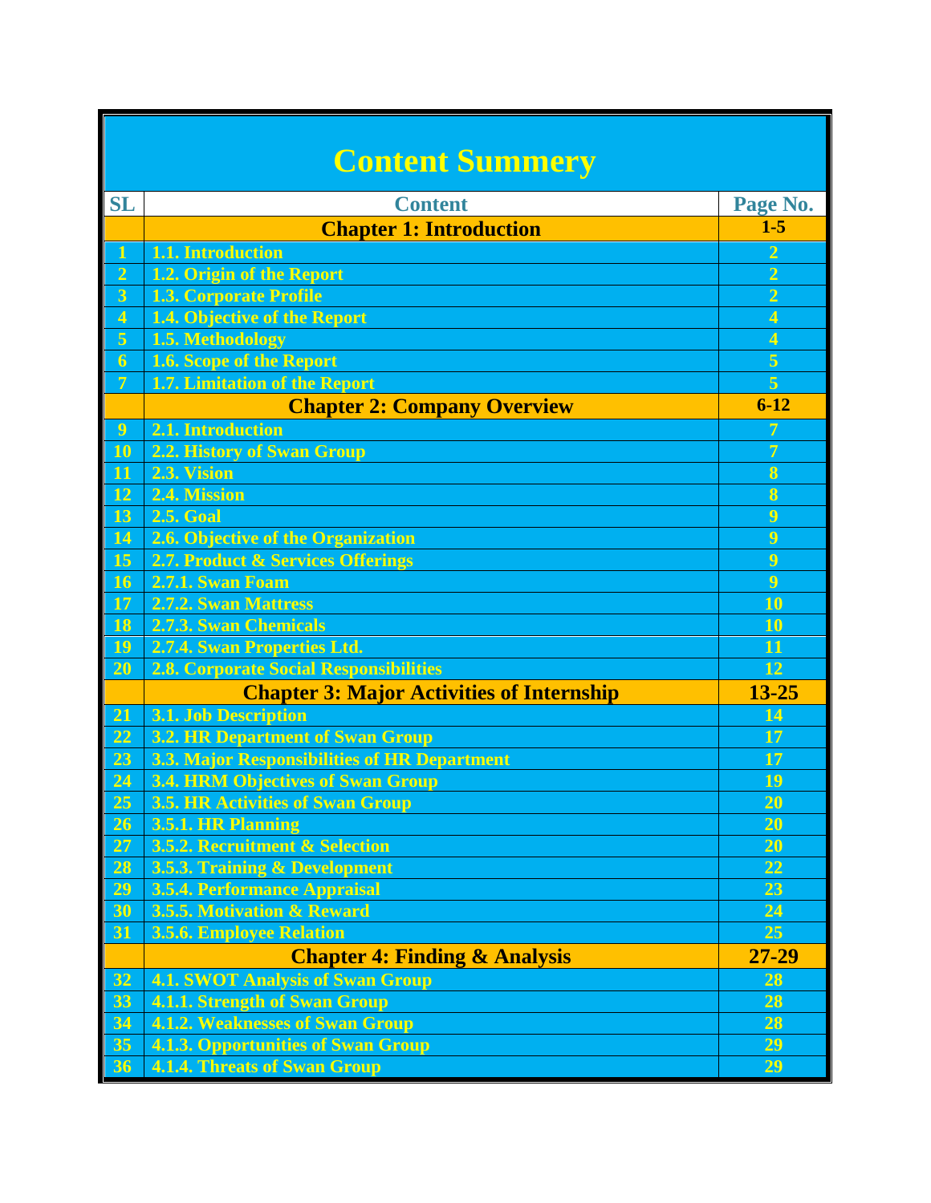# Content Summery

| SL | Content | Page No. |
|---|---|---|
| | **Chapter 1: Introduction** | **1-5** |
| 1 | 1.1. Introduction | 2 |
| 2 | 1.2. Origin of the Report | 2 |
| 3 | 1.3. Corporate Profile | 2 |
| 4 | 1.4. Objective of the Report | 4 |
| 5 | 1.5. Methodology | 4 |
| 6 | 1.6. Scope of the Report | 5 |
| 7 | 1.7. Limitation of the Report | 5 |
| | **Chapter 2: Company Overview** | **6-12** |
| 9 | 2.1. Introduction | 7 |
| 10 | 2.2. History of Swan Group | 7 |
| 11 | 2.3. Vision | 8 |
| 12 | 2.4. Mission | 8 |
| 13 | 2.5. Goal | 9 |
| 14 | 2.6. Objective of the Organization | 9 |
| 15 | 2.7. Product & Services Offerings | 9 |
| 16 | 2.7.1. Swan Foam | 9 |
| 17 | 2.7.2. Swan Mattress | 10 |
| 18 | 2.7.3. Swan Chemicals | 10 |
| 19 | 2.7.4. Swan Properties Ltd. | 11 |
| 20 | 2.8. Corporate Social Responsibilities | 12 |
| | **Chapter 3: Major Activities of Internship** | **13-25** |
| 21 | 3.1. Job Description | 14 |
| 22 | 3.2. HR Department of Swan Group | 17 |
| 23 | 3.3. Major Responsibilities of HR Department | 17 |
| 24 | 3.4. HRM Objectives of Swan Group | 19 |
| 25 | 3.5. HR Activities of Swan Group | 20 |
| 26 | 3.5.1. HR Planning | 20 |
| 27 | 3.5.2. Recruitment & Selection | 20 |
| 28 | 3.5.3. Training & Development | 22 |
| 29 | 3.5.4. Performance Appraisal | 23 |
| 30 | 3.5.5. Motivation & Reward | 24 |
| 31 | 3.5.6. Employee Relation | 25 |
| | **Chapter 4: Finding & Analysis** | **27-29** |
| 32 | 4.1. SWOT Analysis of Swan Group | 28 |
| 33 | 4.1.1. Strength of Swan Group | 28 |
| 34 | 4.1.2. Weaknesses of Swan Group | 28 |
| 35 | 4.1.3. Opportunities of Swan Group | 29 |
| 36 | 4.1.4. Threats of Swan Group | 29 |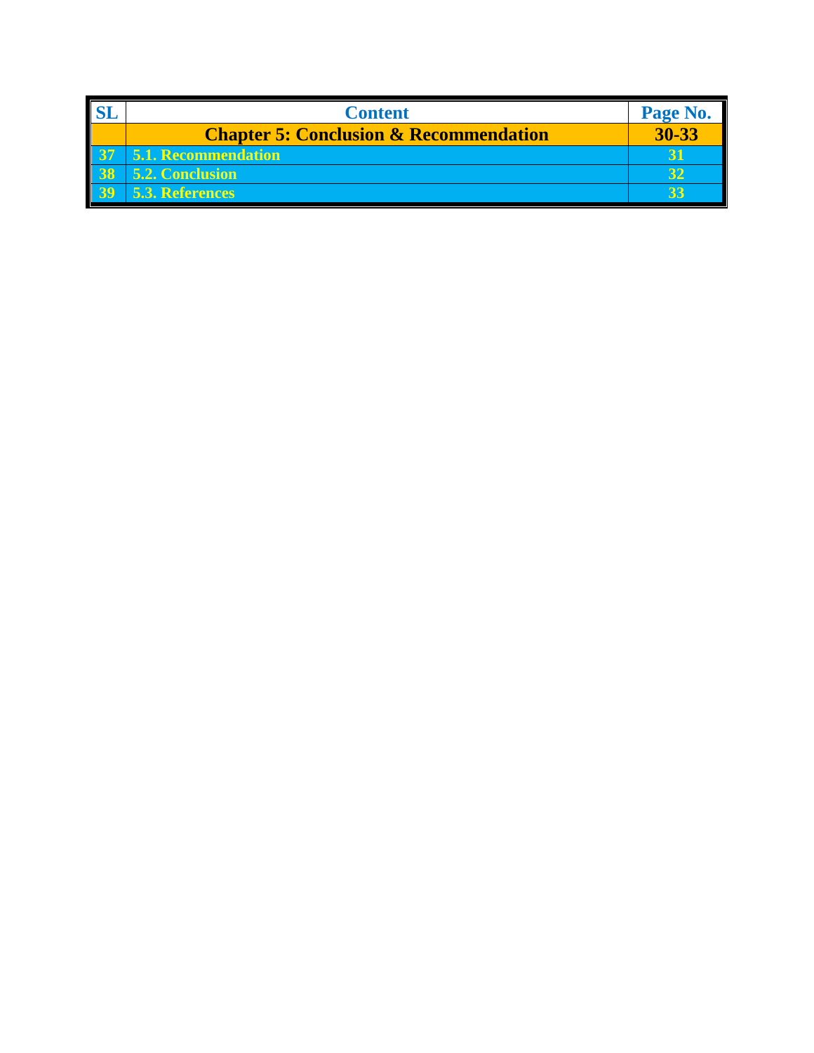| SL | Content | Page No. |
|---|---|---|
| | **Chapter 5: Conclusion & Recommendation** | **30-33** |
| 37 | 5.1. Recommendation | 31 |
| 38 | 5.2. Conclusion | 32 |
| 39 | 5.3. References | 33 |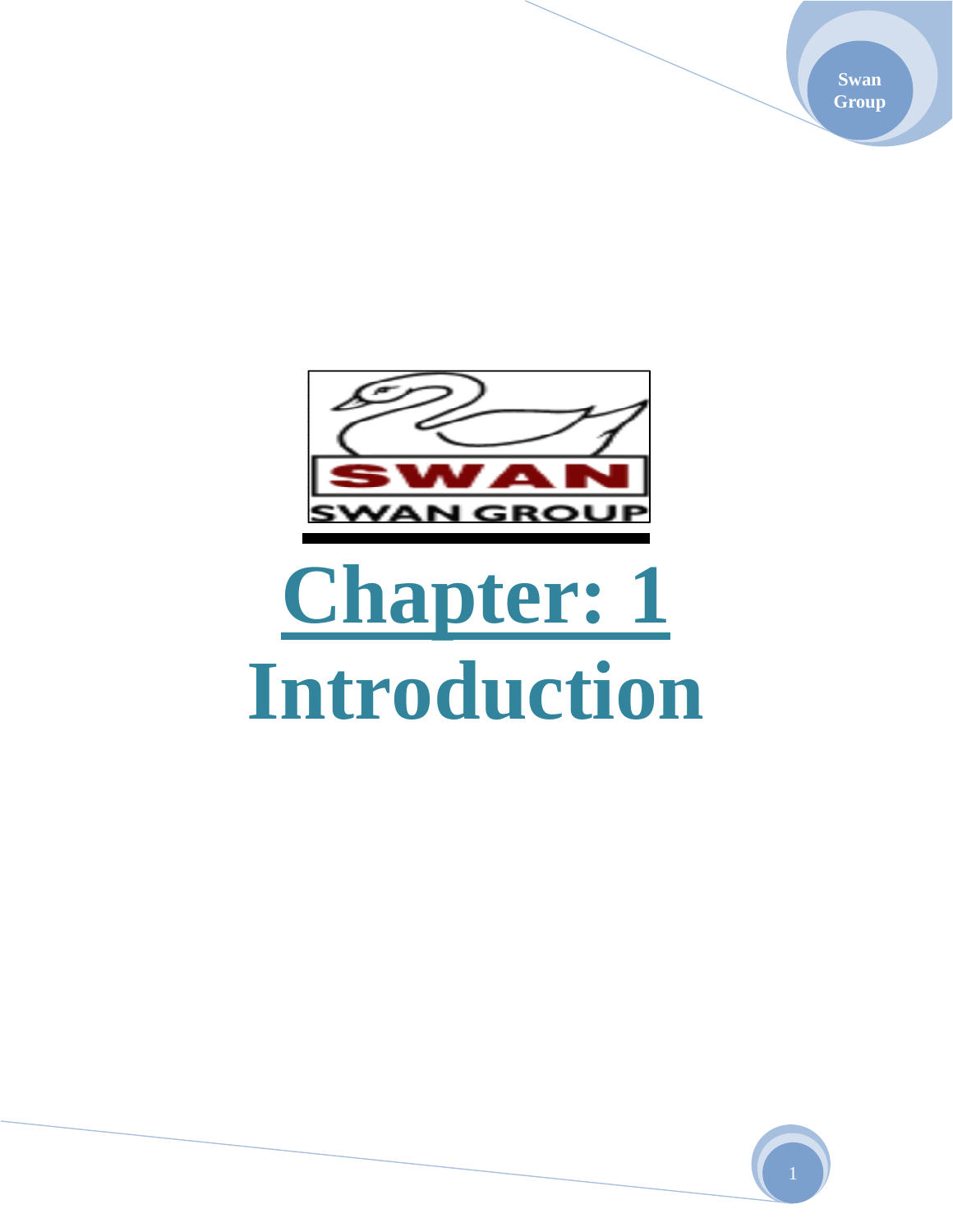# Chapter: 1

# Introduction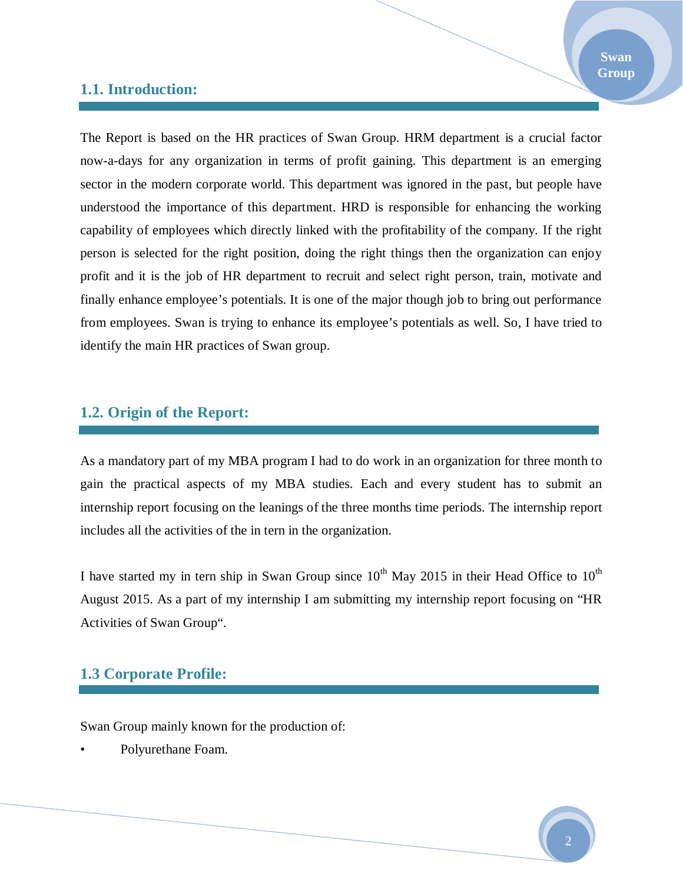## 1.1. Introduction:

The Report is based on the HR practices of Swan Group. HRM department is a crucial factor now-a-days for any organization in terms of profit gaining. This department is an emerging sector in the modern corporate world. This department was ignored in the past, but people have understood the importance of this department. HRD is responsible for enhancing the working capability of employees which directly linked with the profitability of the company. If the right person is selected for the right position, doing the right things then the organization can enjoy profit and it is the job of HR department to recruit and select right person, train, motivate and finally enhance employee's potentials. It is one of the major though job to bring out performance from employees. Swan is trying to enhance its employee's potentials as well. So, I have tried to identify the main HR practices of Swan group.

## 1.2. Origin of the Report:

As a mandatory part of my MBA program I had to do work in an organization for three month to gain the practical aspects of my MBA studies. Each and every student has to submit an internship report focusing on the leanings of the three months time periods. The internship report includes all the activities of the in tern in the organization.

I have started my in tern ship in Swan Group since 10th May 2015 in their Head Office to 10th August 2015. As a part of my internship I am submitting my internship report focusing on "HR Activities of Swan Group".

## 1.3 Corporate Profile:

Swan Group mainly known for the production of:

- Polyurethane Foam.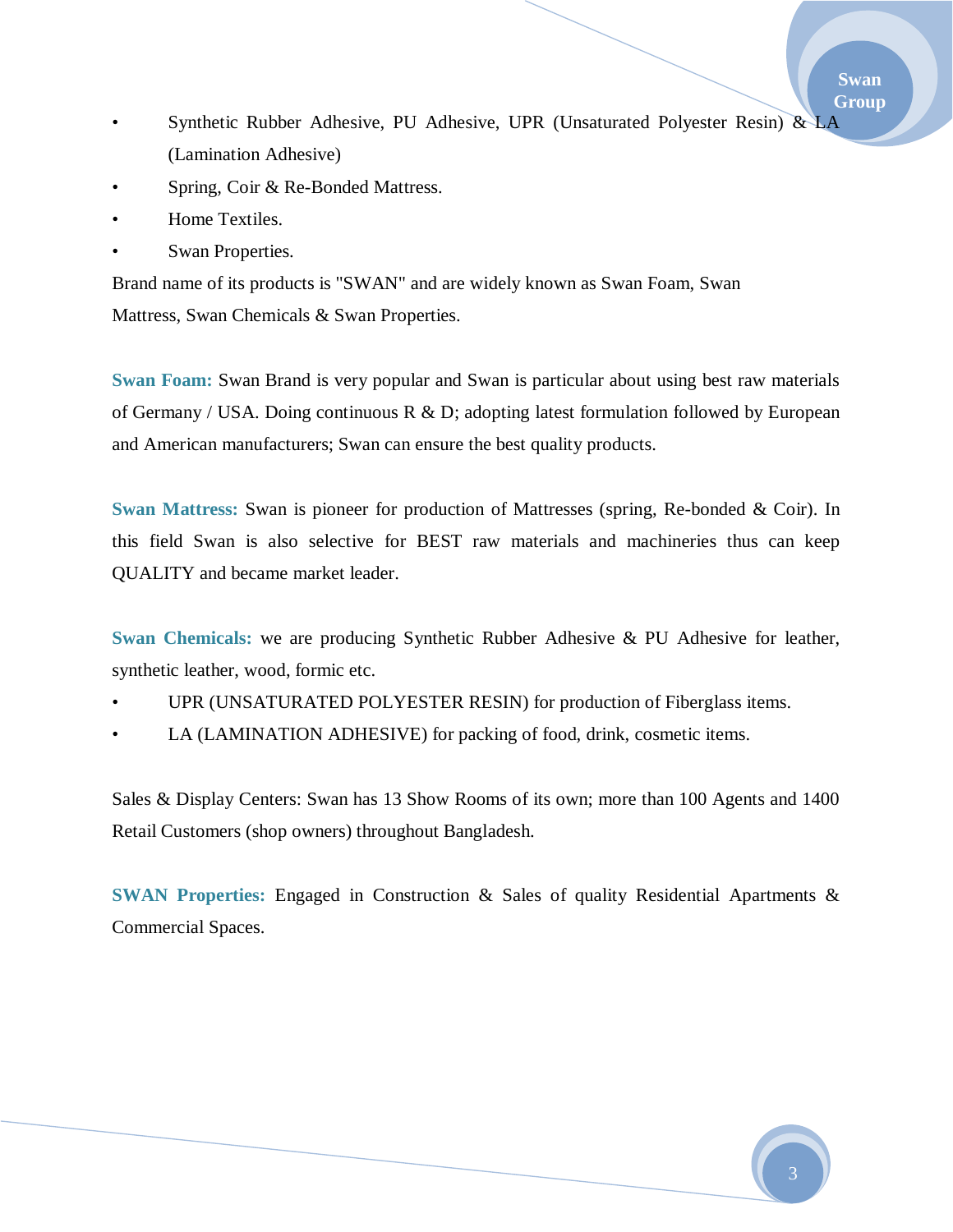- Synthetic Rubber Adhesive, PU Adhesive, UPR (Unsaturated Polyester Resin) & LA (Lamination Adhesive)
- Spring, Coir & Re-Bonded Mattress.
- Home Textiles.
- Swan Properties.

Brand name of its products is "SWAN" and are widely known as Swan Foam, Swan Mattress, Swan Chemicals & Swan Properties.

**Swan Foam:** Swan Brand is very popular and Swan is particular about using best raw materials of Germany / USA. Doing continuous R & D; adopting latest formulation followed by European and American manufacturers; Swan can ensure the best quality products.

**Swan Mattress:** Swan is pioneer for production of Mattresses (spring, Re-bonded & Coir). In this field Swan is also selective for BEST raw materials and machineries thus can keep QUALITY and became market leader.

**Swan Chemicals:** we are producing Synthetic Rubber Adhesive & PU Adhesive for leather, synthetic leather, wood, formic etc.

- UPR (UNSATURATED POLYESTER RESIN) for production of Fiberglass items.
- LA (LAMINATION ADHESIVE) for packing of food, drink, cosmetic items.

Sales & Display Centers: Swan has 13 Show Rooms of its own; more than 100 Agents and 1400 Retail Customers (shop owners) throughout Bangladesh.

**SWAN Properties:** Engaged in Construction & Sales of quality Residential Apartments & Commercial Spaces.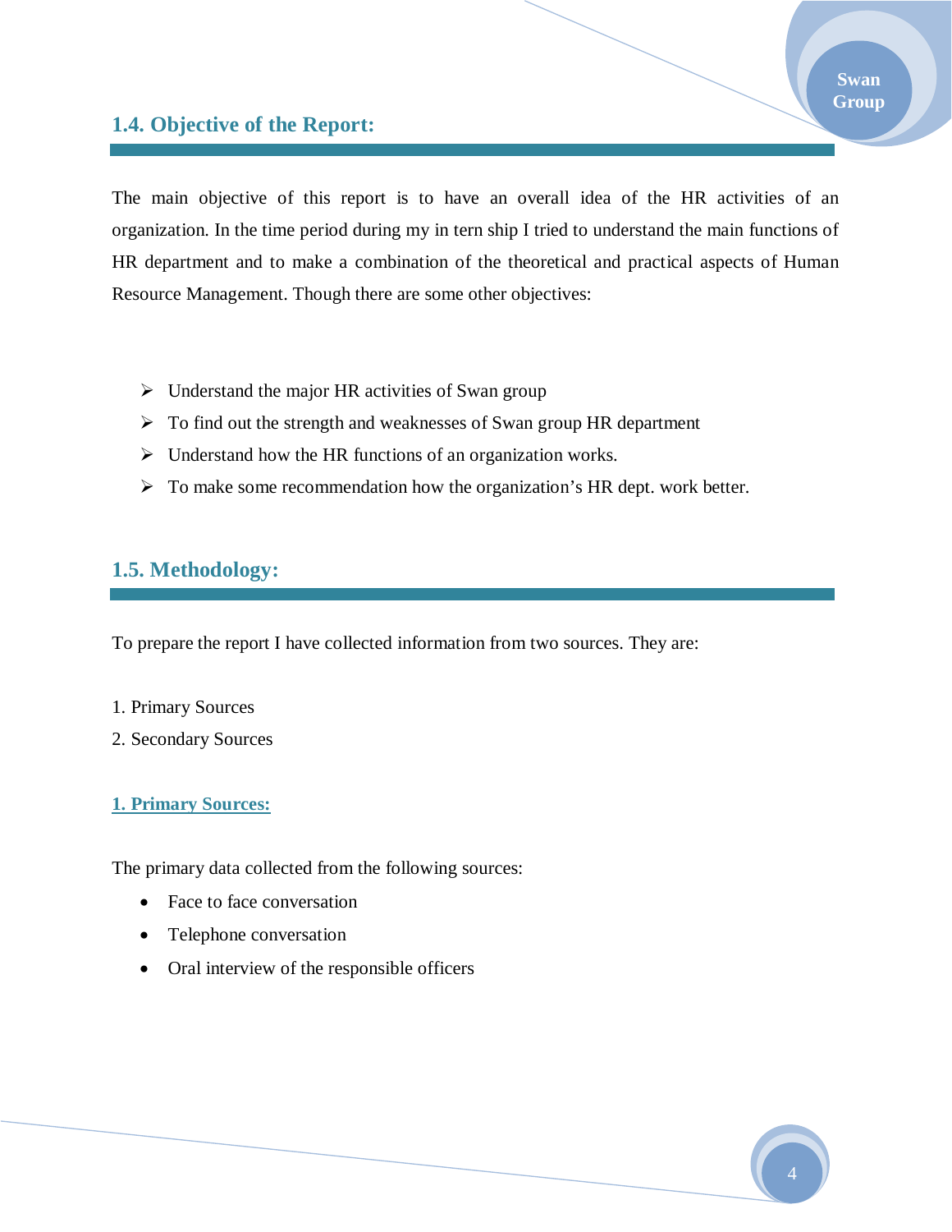## 1.4. Objective of the Report:

The main objective of this report is to have an overall idea of the HR activities of an organization. In the time period during my in tern ship I tried to understand the main functions of HR department and to make a combination of the theoretical and practical aspects of Human Resource Management. Though there are some other objectives:

- Understand the major HR activities of Swan group
- To find out the strength and weaknesses of Swan group HR department
- Understand how the HR functions of an organization works.
- To make some recommendation how the organization's HR dept. work better.

## 1.5. Methodology:

To prepare the report I have collected information from two sources. They are:

1. Primary Sources
2. Secondary Sources

### 1. Primary Sources:

The primary data collected from the following sources:

- Face to face conversation
- Telephone conversation
- Oral interview of the responsible officers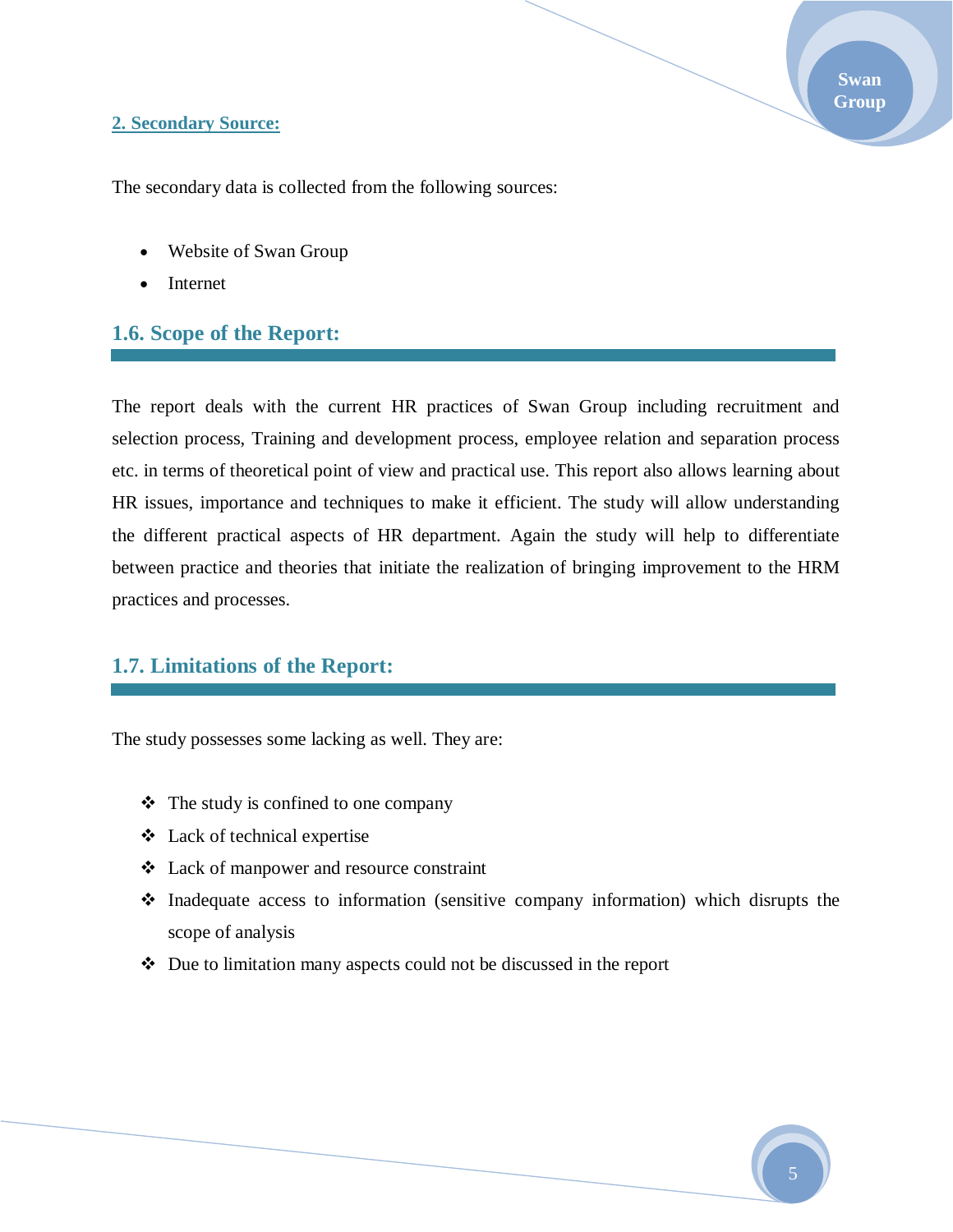### 2. Secondary Source:

The secondary data is collected from the following sources:

- Website of Swan Group
- Internet

## 1.6. Scope of the Report:

The report deals with the current HR practices of Swan Group including recruitment and selection process, Training and development process, employee relation and separation process etc. in terms of theoretical point of view and practical use. This report also allows learning about HR issues, importance and techniques to make it efficient. The study will allow understanding the different practical aspects of HR department. Again the study will help to differentiate between practice and theories that initiate the realization of bringing improvement to the HRM practices and processes.

## 1.7. Limitations of the Report:

The study possesses some lacking as well. They are:

- The study is confined to one company
- Lack of technical expertise
- Lack of manpower and resource constraint
- Inadequate access to information (sensitive company information) which disrupts the scope of analysis
- Due to limitation many aspects could not be discussed in the report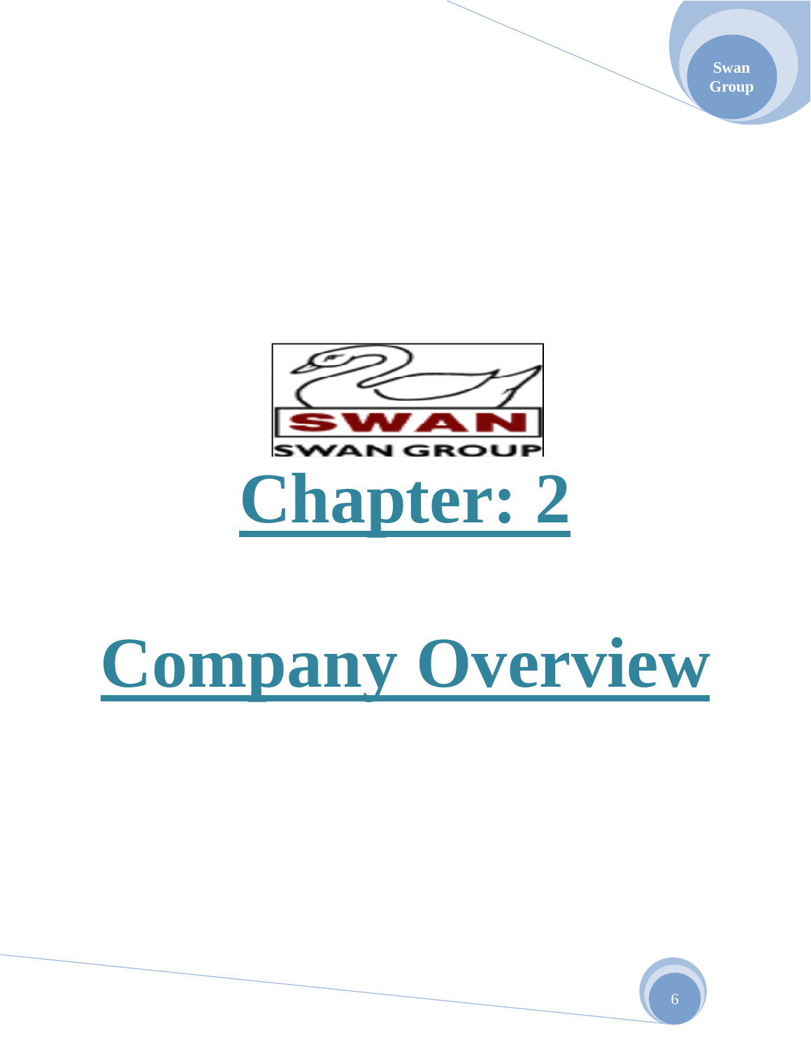# Chapter: 2

# Company Overview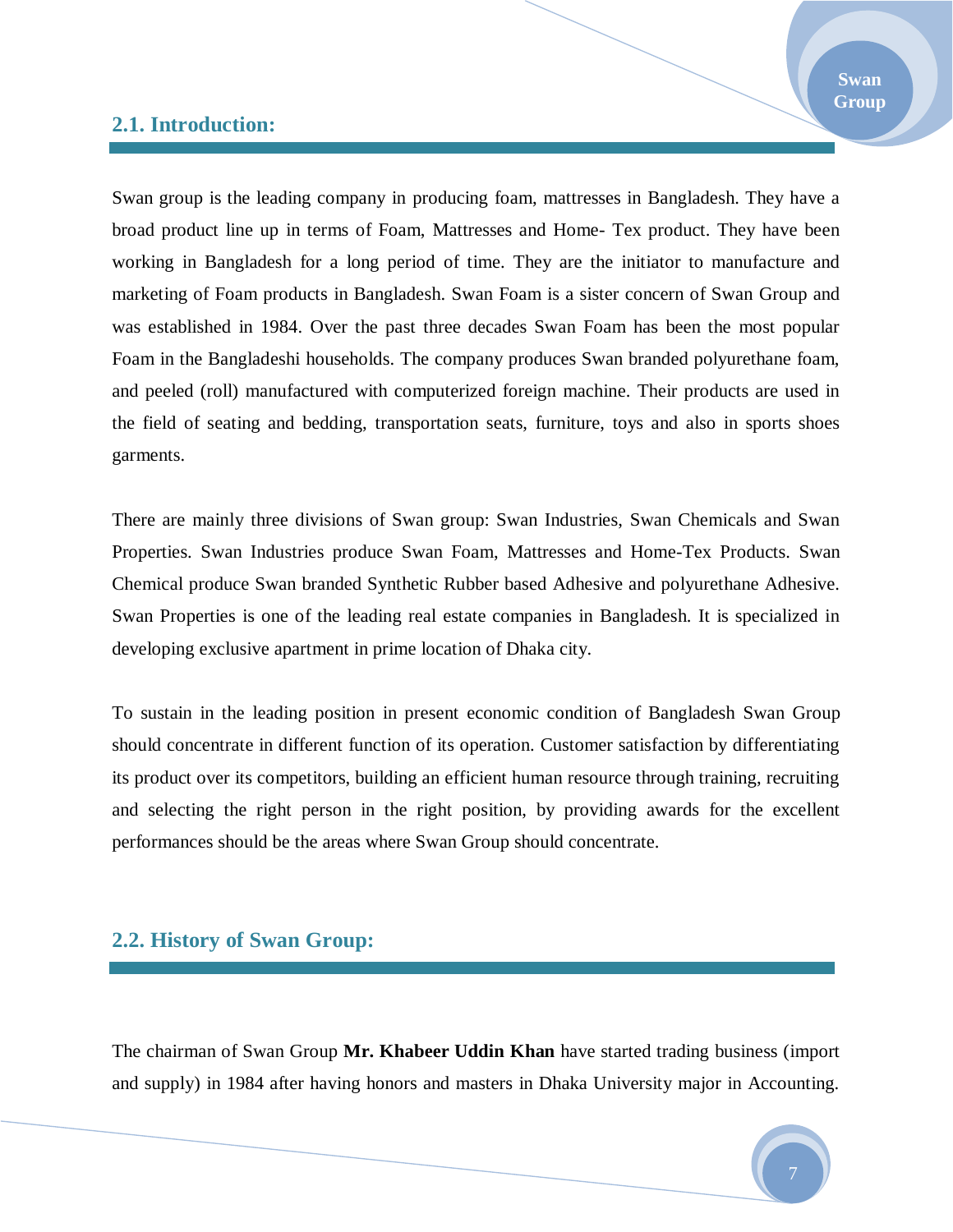## 2.1. Introduction:

Swan group is the leading company in producing foam, mattresses in Bangladesh. They have a broad product line up in terms of Foam, Mattresses and Home- Tex product. They have been working in Bangladesh for a long period of time. They are the initiator to manufacture and marketing of Foam products in Bangladesh. Swan Foam is a sister concern of Swan Group and was established in 1984. Over the past three decades Swan Foam has been the most popular Foam in the Bangladeshi households. The company produces Swan branded polyurethane foam, and peeled (roll) manufactured with computerized foreign machine. Their products are used in the field of seating and bedding, transportation seats, furniture, toys and also in sports shoes garments.

There are mainly three divisions of Swan group: Swan Industries, Swan Chemicals and Swan Properties. Swan Industries produce Swan Foam, Mattresses and Home-Tex Products. Swan Chemical produce Swan branded Synthetic Rubber based Adhesive and polyurethane Adhesive. Swan Properties is one of the leading real estate companies in Bangladesh. It is specialized in developing exclusive apartment in prime location of Dhaka city.

To sustain in the leading position in present economic condition of Bangladesh Swan Group should concentrate in different function of its operation. Customer satisfaction by differentiating its product over its competitors, building an efficient human resource through training, recruiting and selecting the right person in the right position, by providing awards for the excellent performances should be the areas where Swan Group should concentrate.

## 2.2. History of Swan Group:

The chairman of Swan Group **Mr. Khabeer Uddin Khan** have started trading business (import and supply) in 1984 after having honors and masters in Dhaka University major in Accounting.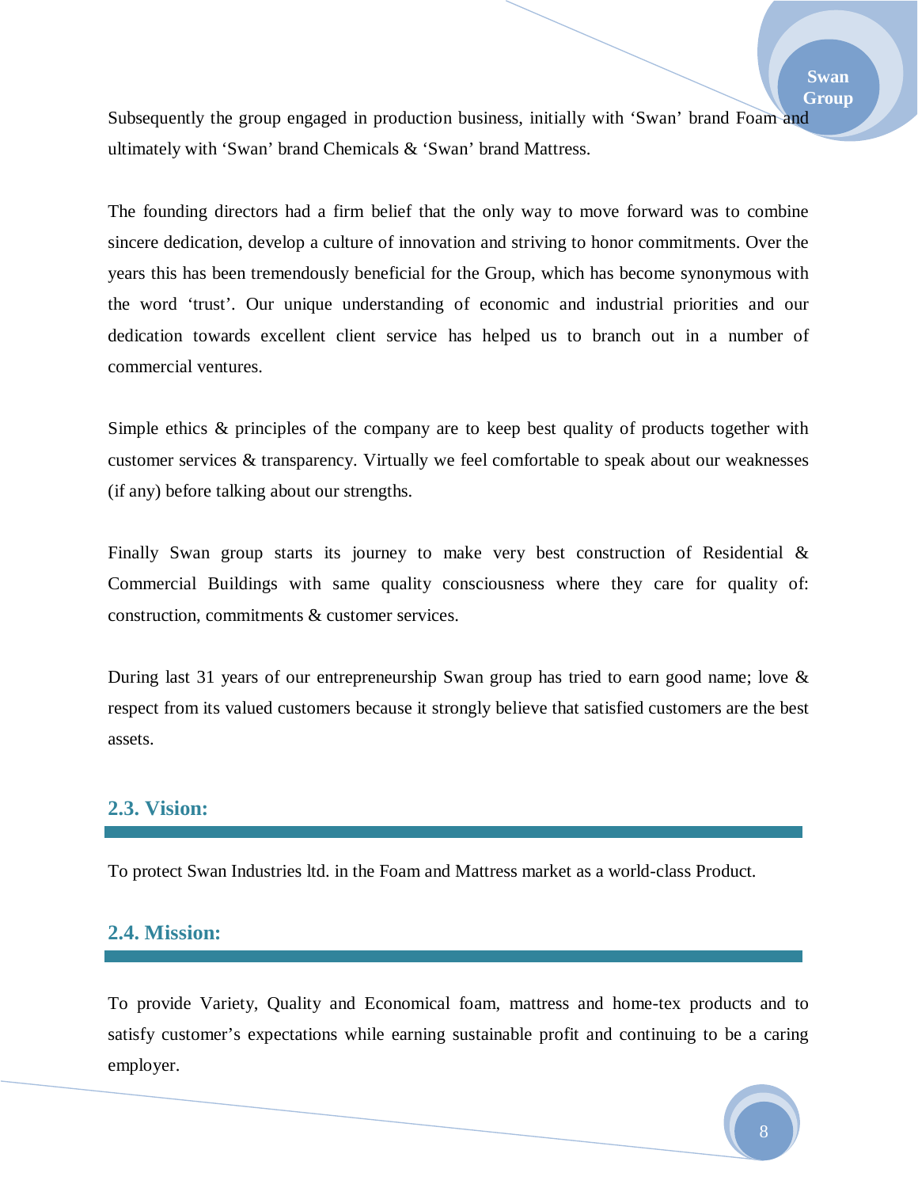Subsequently the group engaged in production business, initially with 'Swan' brand Foam and ultimately with 'Swan' brand Chemicals & 'Swan' brand Mattress.

The founding directors had a firm belief that the only way to move forward was to combine sincere dedication, develop a culture of innovation and striving to honor commitments. Over the years this has been tremendously beneficial for the Group, which has become synonymous with the word 'trust'. Our unique understanding of economic and industrial priorities and our dedication towards excellent client service has helped us to branch out in a number of commercial ventures.

Simple ethics & principles of the company are to keep best quality of products together with customer services & transparency. Virtually we feel comfortable to speak about our weaknesses (if any) before talking about our strengths.

Finally Swan group starts its journey to make very best construction of Residential & Commercial Buildings with same quality consciousness where they care for quality of: construction, commitments & customer services.

During last 31 years of our entrepreneurship Swan group has tried to earn good name; love & respect from its valued customers because it strongly believe that satisfied customers are the best assets.

## 2.3. Vision:

To protect Swan Industries ltd. in the Foam and Mattress market as a world-class Product.

## 2.4. Mission:

To provide Variety, Quality and Economical foam, mattress and home-tex products and to satisfy customer's expectations while earning sustainable profit and continuing to be a caring employer.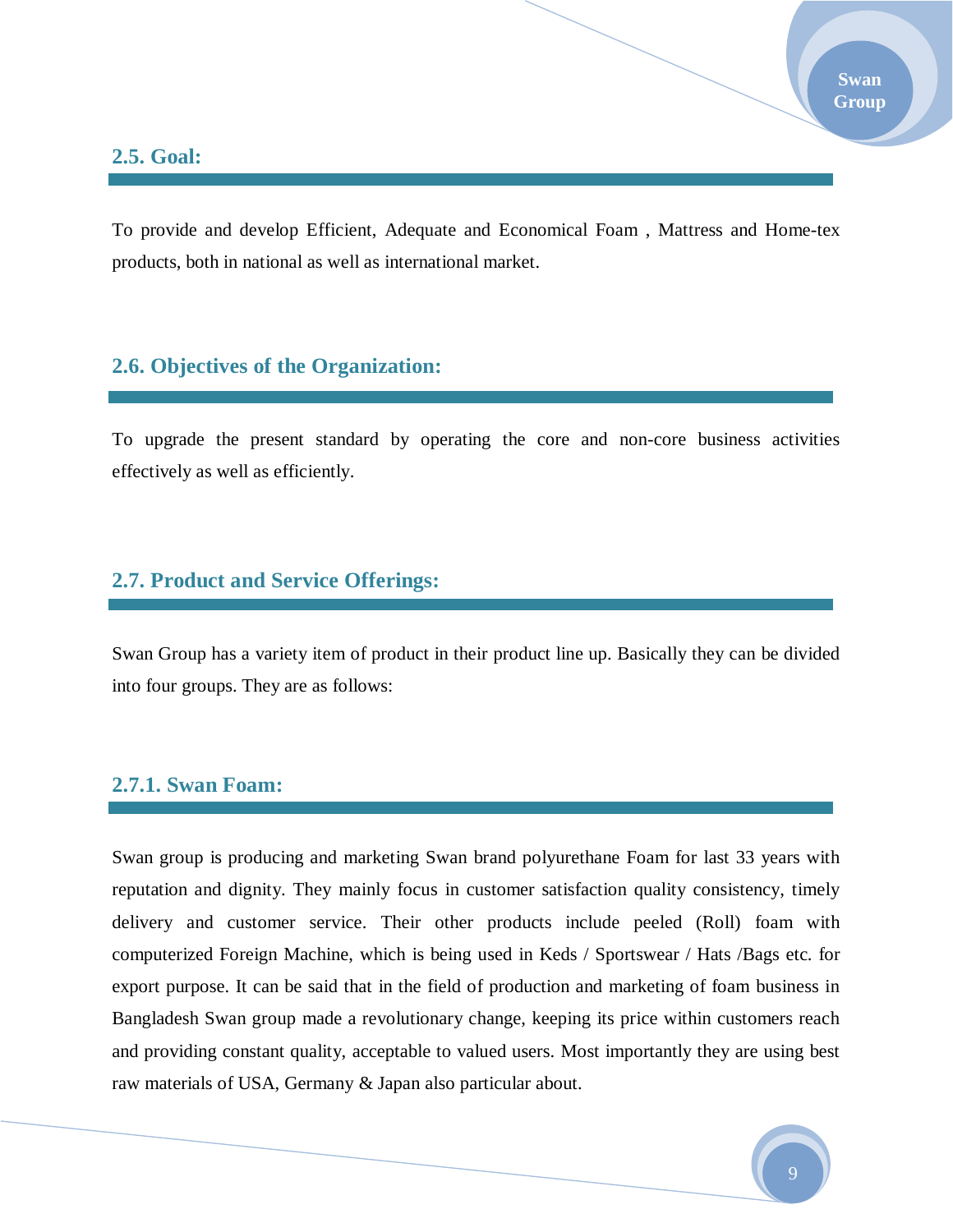## 2.5. Goal:

To provide and develop Efficient, Adequate and Economical Foam , Mattress and Home-tex products, both in national as well as international market.

## 2.6. Objectives of the Organization:

To upgrade the present standard by operating the core and non-core business activities effectively as well as efficiently.

## 2.7. Product and Service Offerings:

Swan Group has a variety item of product in their product line up. Basically they can be divided into four groups. They are as follows:

### 2.7.1. Swan Foam:

Swan group is producing and marketing Swan brand polyurethane Foam for last 33 years with reputation and dignity. They mainly focus in customer satisfaction quality consistency, timely delivery and customer service. Their other products include peeled (Roll) foam with computerized Foreign Machine, which is being used in Keds / Sportswear / Hats /Bags etc. for export purpose. It can be said that in the field of production and marketing of foam business in Bangladesh Swan group made a revolutionary change, keeping its price within customers reach and providing constant quality, acceptable to valued users. Most importantly they are using best raw materials of USA, Germany & Japan also particular about.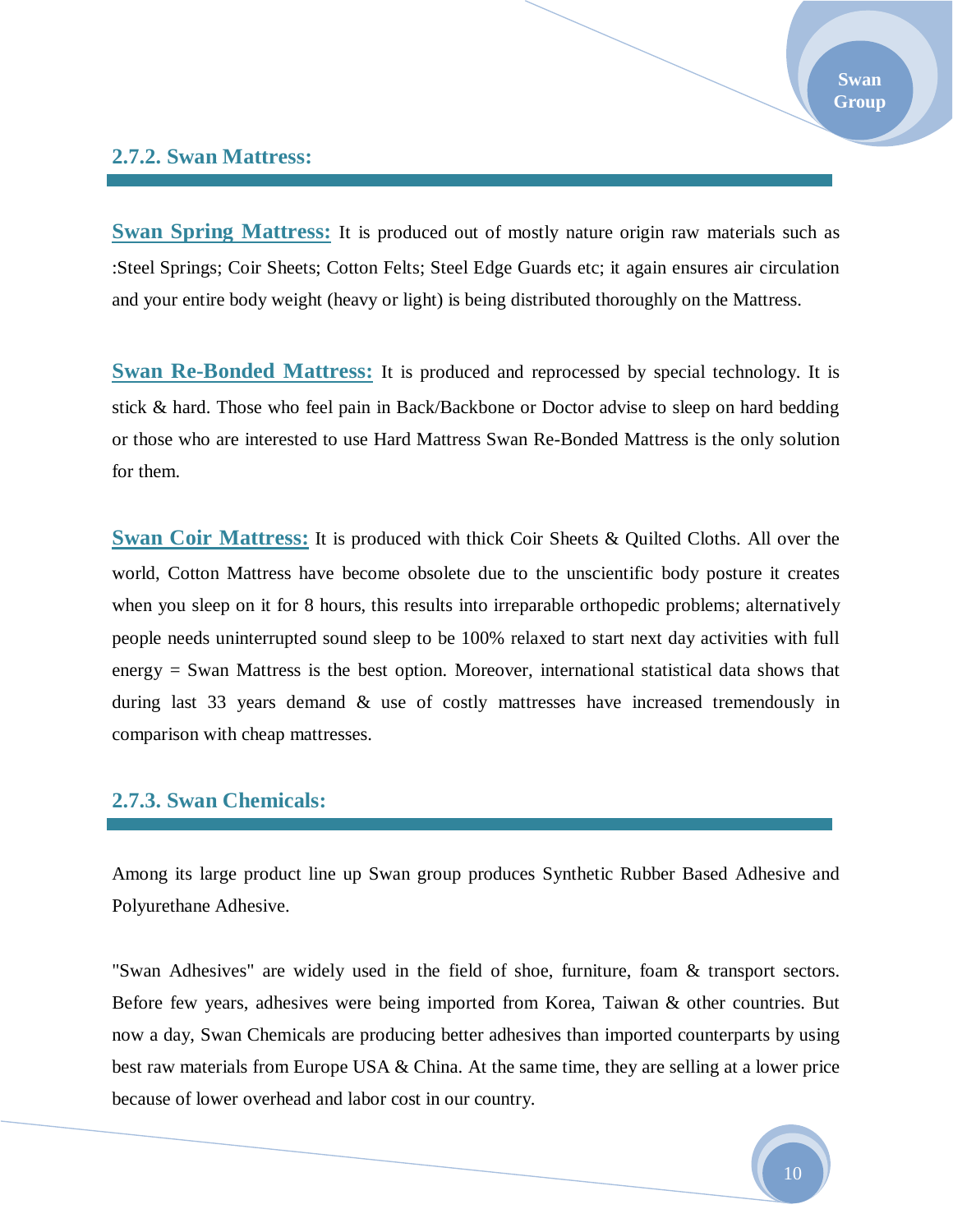### 2.7.2. Swan Mattress:

**Swan Spring Mattress:** It is produced out of mostly nature origin raw materials such as :Steel Springs; Coir Sheets; Cotton Felts; Steel Edge Guards etc; it again ensures air circulation and your entire body weight (heavy or light) is being distributed thoroughly on the Mattress.

**Swan Re-Bonded Mattress:** It is produced and reprocessed by special technology. It is stick & hard. Those who feel pain in Back/Backbone or Doctor advise to sleep on hard bedding or those who are interested to use Hard Mattress Swan Re-Bonded Mattress is the only solution for them.

**Swan Coir Mattress:** It is produced with thick Coir Sheets & Quilted Cloths. All over the world, Cotton Mattress have become obsolete due to the unscientific body posture it creates when you sleep on it for 8 hours, this results into irreparable orthopedic problems; alternatively people needs uninterrupted sound sleep to be 100% relaxed to start next day activities with full energy = Swan Mattress is the best option. Moreover, international statistical data shows that during last 33 years demand & use of costly mattresses have increased tremendously in comparison with cheap mattresses.

### 2.7.3. Swan Chemicals:

Among its large product line up Swan group produces Synthetic Rubber Based Adhesive and Polyurethane Adhesive.

"Swan Adhesives" are widely used in the field of shoe, furniture, foam & transport sectors. Before few years, adhesives were being imported from Korea, Taiwan & other countries. But now a day, Swan Chemicals are producing better adhesives than imported counterparts by using best raw materials from Europe USA & China. At the same time, they are selling at a lower price because of lower overhead and labor cost in our country.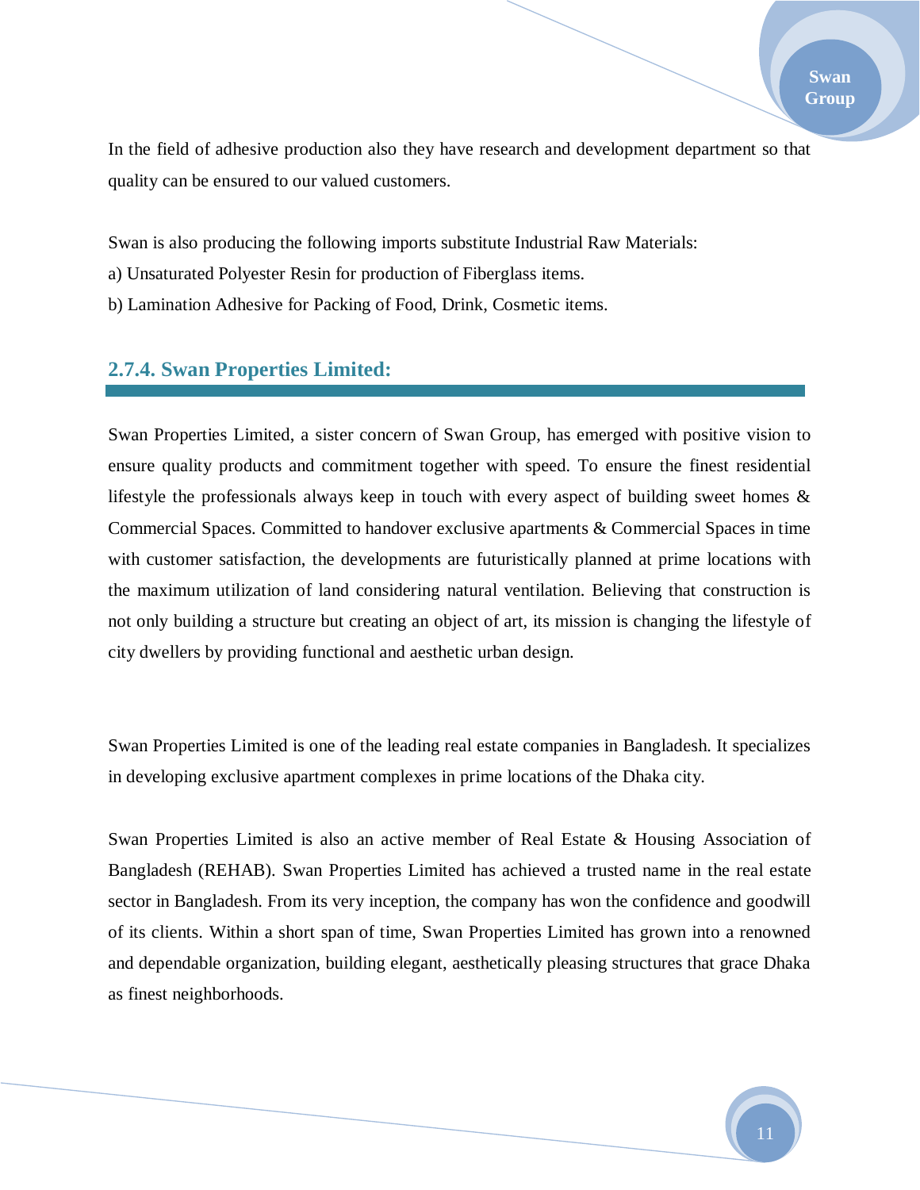In the field of adhesive production also they have research and development department so that quality can be ensured to our valued customers.

Swan is also producing the following imports substitute Industrial Raw Materials:

a) Unsaturated Polyester Resin for production of Fiberglass items.

b) Lamination Adhesive for Packing of Food, Drink, Cosmetic items.

### 2.7.4. Swan Properties Limited:

Swan Properties Limited, a sister concern of Swan Group, has emerged with positive vision to ensure quality products and commitment together with speed. To ensure the finest residential lifestyle the professionals always keep in touch with every aspect of building sweet homes & Commercial Spaces. Committed to handover exclusive apartments & Commercial Spaces in time with customer satisfaction, the developments are futuristically planned at prime locations with the maximum utilization of land considering natural ventilation. Believing that construction is not only building a structure but creating an object of art, its mission is changing the lifestyle of city dwellers by providing functional and aesthetic urban design.

Swan Properties Limited is one of the leading real estate companies in Bangladesh. It specializes in developing exclusive apartment complexes in prime locations of the Dhaka city.

Swan Properties Limited is also an active member of Real Estate & Housing Association of Bangladesh (REHAB). Swan Properties Limited has achieved a trusted name in the real estate sector in Bangladesh. From its very inception, the company has won the confidence and goodwill of its clients. Within a short span of time, Swan Properties Limited has grown into a renowned and dependable organization, building elegant, aesthetically pleasing structures that grace Dhaka as finest neighborhoods.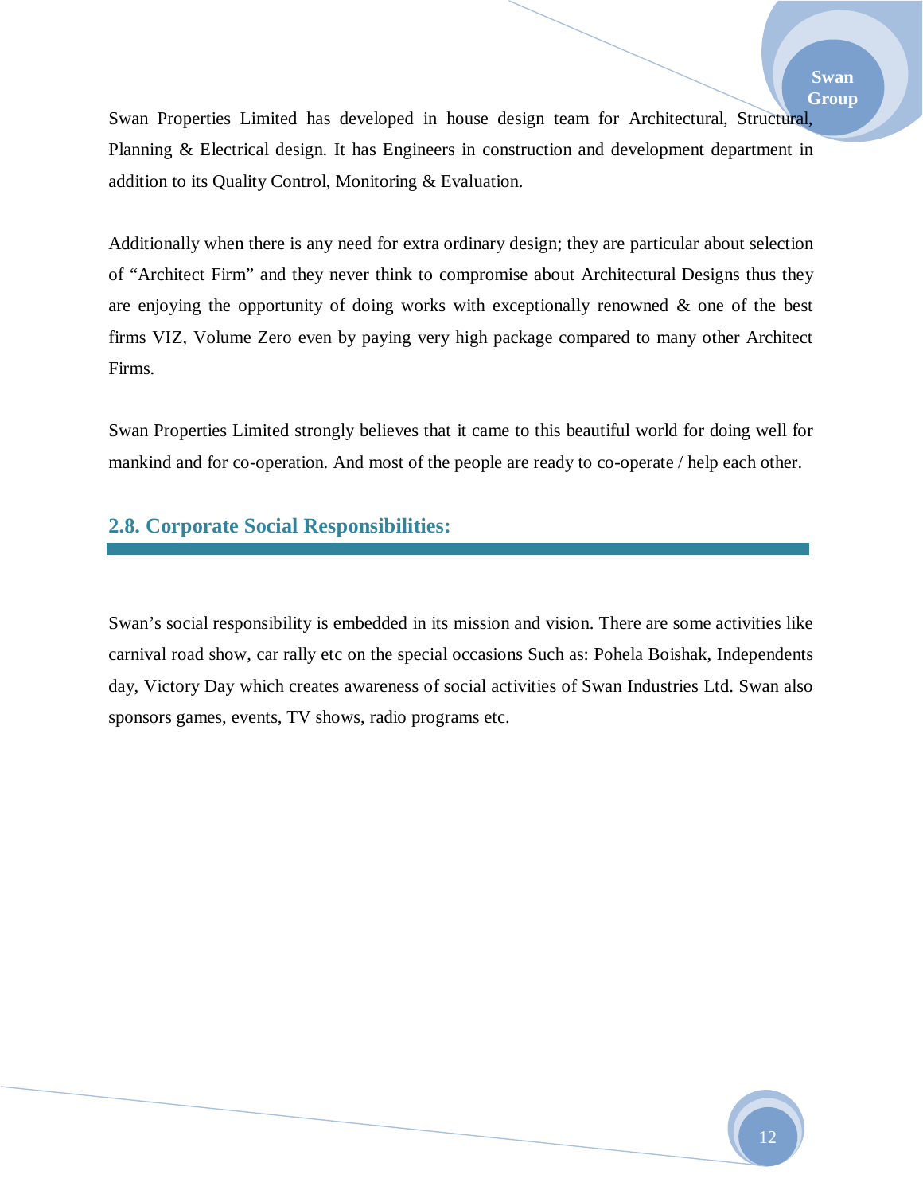Swan Properties Limited has developed in house design team for Architectural, Structural, Planning & Electrical design. It has Engineers in construction and development department in addition to its Quality Control, Monitoring & Evaluation.

Additionally when there is any need for extra ordinary design; they are particular about selection of “Architect Firm” and they never think to compromise about Architectural Designs thus they are enjoying the opportunity of doing works with exceptionally renowned & one of the best firms VIZ, Volume Zero even by paying very high package compared to many other Architect Firms.

Swan Properties Limited strongly believes that it came to this beautiful world for doing well for mankind and for co-operation. And most of the people are ready to co-operate / help each other.

## 2.8. Corporate Social Responsibilities:

Swan’s social responsibility is embedded in its mission and vision. There are some activities like carnival road show, car rally etc on the special occasions Such as: Pohela Boishak, Independents day, Victory Day which creates awareness of social activities of Swan Industries Ltd. Swan also sponsors games, events, TV shows, radio programs etc.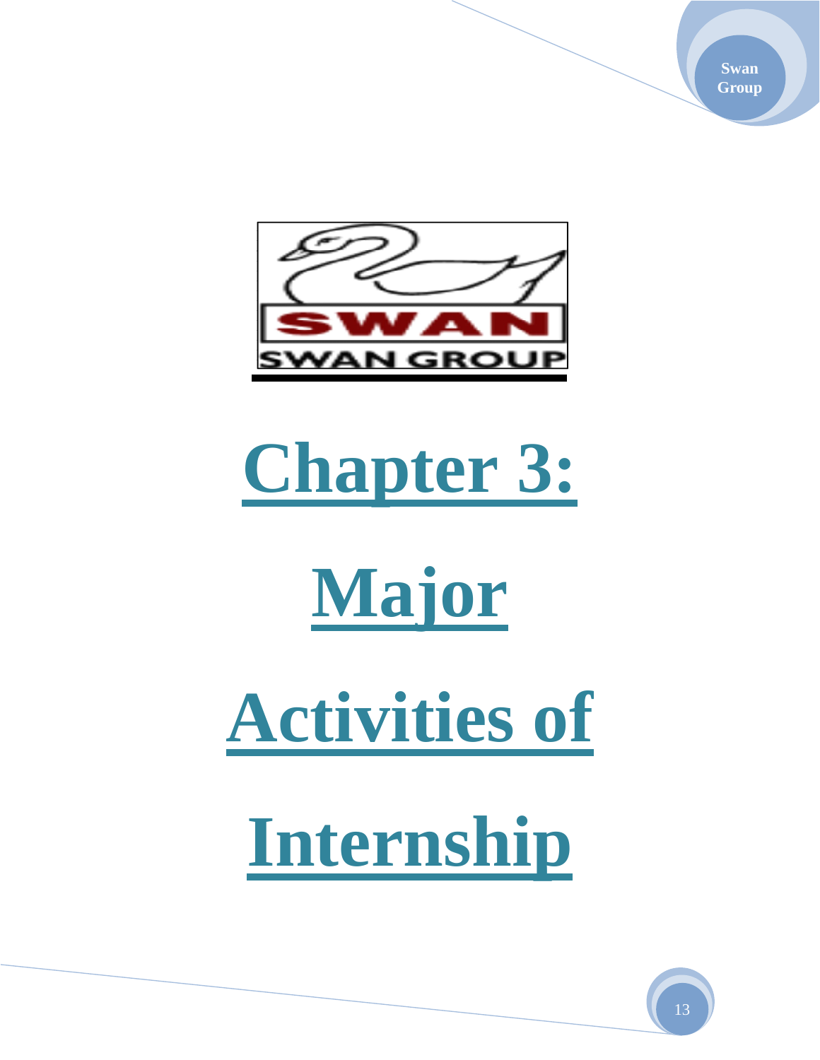# Chapter 3: Major Activities of Internship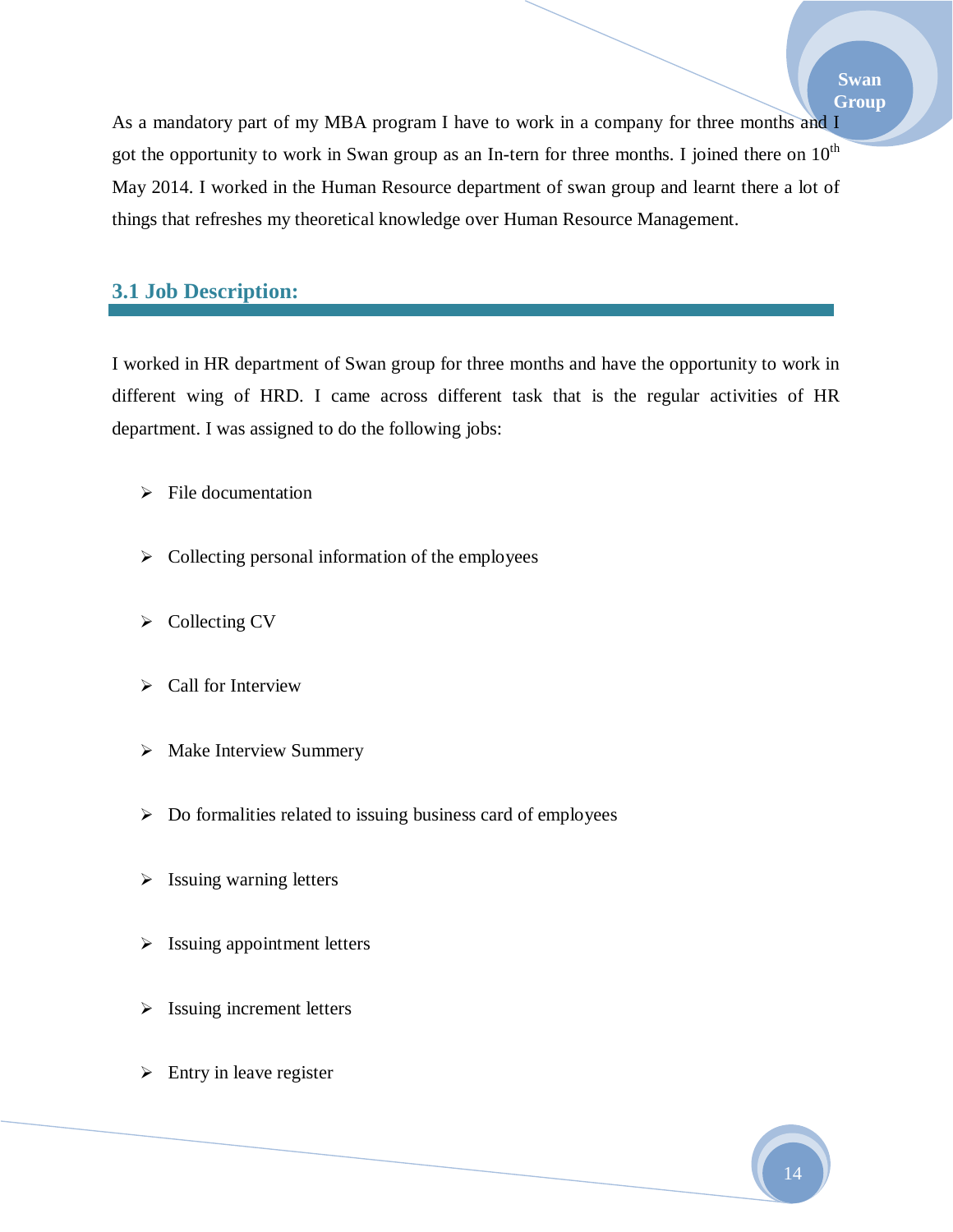As a mandatory part of my MBA program I have to work in a company for three months and I got the opportunity to work in Swan group as an In-tern for three months. I joined there on 10th May 2014. I worked in the Human Resource department of swan group and learnt there a lot of things that refreshes my theoretical knowledge over Human Resource Management.

## 3.1 Job Description:

I worked in HR department of Swan group for three months and have the opportunity to work in different wing of HRD. I came across different task that is the regular activities of HR department. I was assigned to do the following jobs:

- File documentation
- Collecting personal information of the employees
- Collecting CV
- Call for Interview
- Make Interview Summery
- Do formalities related to issuing business card of employees
- Issuing warning letters
- Issuing appointment letters
- Issuing increment letters
- Entry in leave register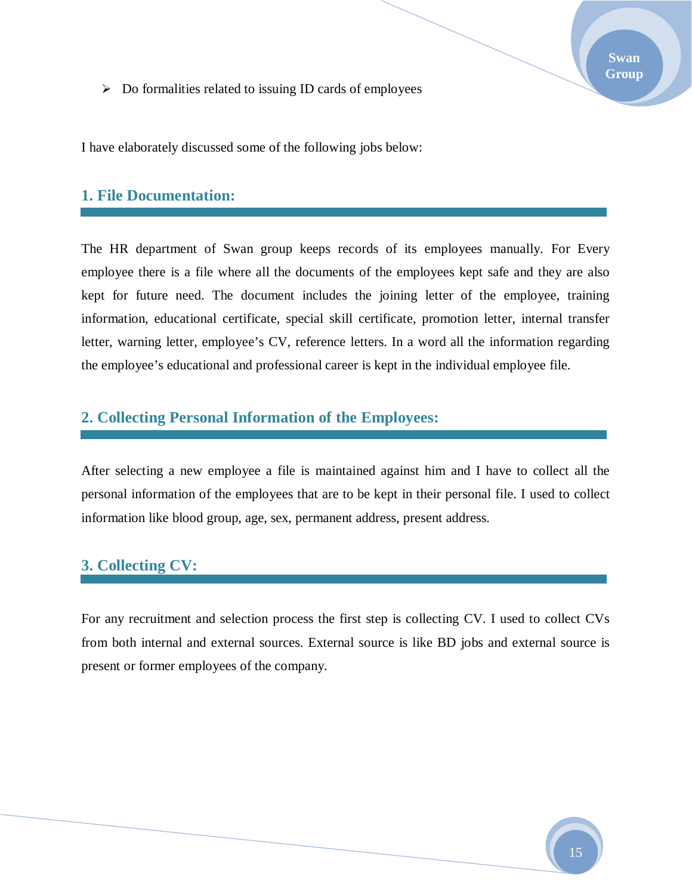- Do formalities related to issuing ID cards of employees

I have elaborately discussed some of the following jobs below:

## 1. File Documentation:

The HR department of Swan group keeps records of its employees manually. For Every employee there is a file where all the documents of the employees kept safe and they are also kept for future need. The document includes the joining letter of the employee, training information, educational certificate, special skill certificate, promotion letter, internal transfer letter, warning letter, employee's CV, reference letters. In a word all the information regarding the employee's educational and professional career is kept in the individual employee file.

## 2. Collecting Personal Information of the Employees:

After selecting a new employee a file is maintained against him and I have to collect all the personal information of the employees that are to be kept in their personal file. I used to collect information like blood group, age, sex, permanent address, present address.

## 3. Collecting CV:

For any recruitment and selection process the first step is collecting CV. I used to collect CVs from both internal and external sources. External source is like BD jobs and external source is present or former employees of the company.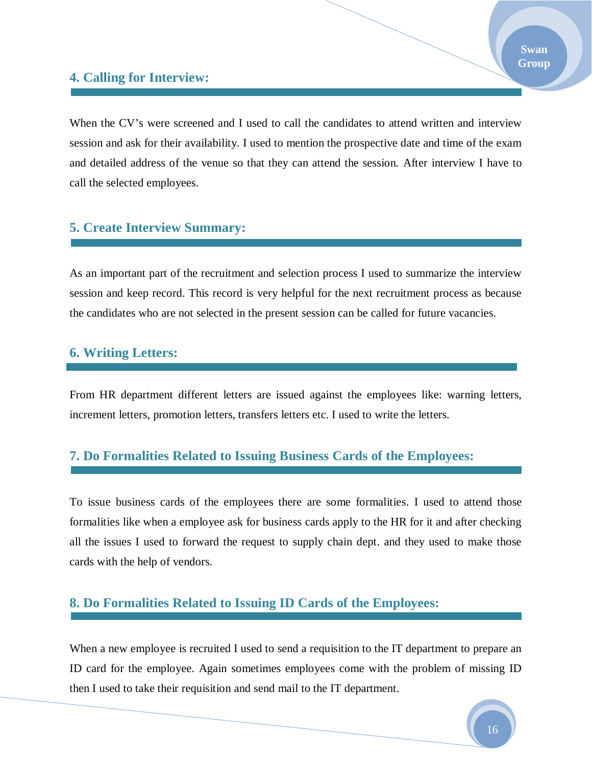## 4. Calling for Interview:

When the CV's were screened and I used to call the candidates to attend written and interview session and ask for their availability. I used to mention the prospective date and time of the exam and detailed address of the venue so that they can attend the session. After interview I have to call the selected employees.

## 5. Create Interview Summary:

As an important part of the recruitment and selection process I used to summarize the interview session and keep record. This record is very helpful for the next recruitment process as because the candidates who are not selected in the present session can be called for future vacancies.

## 6. Writing Letters:

From HR department different letters are issued against the employees like: warning letters, increment letters, promotion letters, transfers letters etc. I used to write the letters.

## 7. Do Formalities Related to Issuing Business Cards of the Employees:

To issue business cards of the employees there are some formalities. I used to attend those formalities like when a employee ask for business cards apply to the HR for it and after checking all the issues I used to forward the request to supply chain dept. and they used to make those cards with the help of vendors.

## 8. Do Formalities Related to Issuing ID Cards of the Employees:

When a new employee is recruited I used to send a requisition to the IT department to prepare an ID card for the employee. Again sometimes employees come with the problem of missing ID then I used to take their requisition and send mail to the IT department.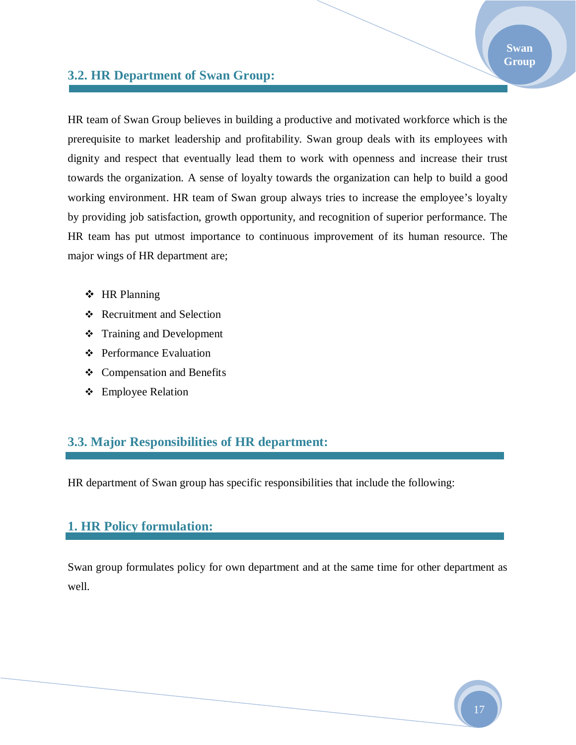## 3.2. HR Department of Swan Group:

HR team of Swan Group believes in building a productive and motivated workforce which is the prerequisite to market leadership and profitability. Swan group deals with its employees with dignity and respect that eventually lead them to work with openness and increase their trust towards the organization. A sense of loyalty towards the organization can help to build a good working environment. HR team of Swan group always tries to increase the employee's loyalty by providing job satisfaction, growth opportunity, and recognition of superior performance. The HR team has put utmost importance to continuous improvement of its human resource. The major wings of HR department are;

- HR Planning
- Recruitment and Selection
- Training and Development
- Performance Evaluation
- Compensation and Benefits
- Employee Relation

## 3.3. Major Responsibilities of HR department:

HR department of Swan group has specific responsibilities that include the following:

### 1. HR Policy formulation:

Swan group formulates policy for own department and at the same time for other department as well.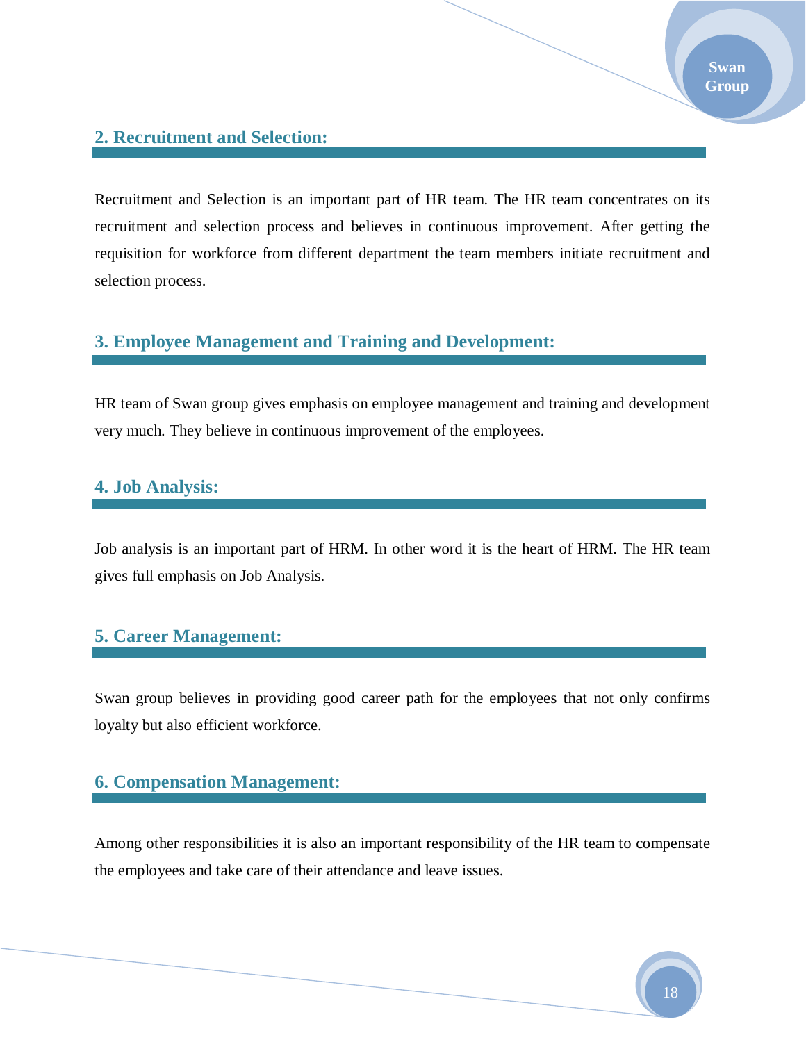## 2. Recruitment and Selection:

Recruitment and Selection is an important part of HR team. The HR team concentrates on its recruitment and selection process and believes in continuous improvement. After getting the requisition for workforce from different department the team members initiate recruitment and selection process.

## 3. Employee Management and Training and Development:

HR team of Swan group gives emphasis on employee management and training and development very much. They believe in continuous improvement of the employees.

## 4. Job Analysis:

Job analysis is an important part of HRM. In other word it is the heart of HRM. The HR team gives full emphasis on Job Analysis.

## 5. Career Management:

Swan group believes in providing good career path for the employees that not only confirms loyalty but also efficient workforce.

## 6. Compensation Management:

Among other responsibilities it is also an important responsibility of the HR team to compensate the employees and take care of their attendance and leave issues.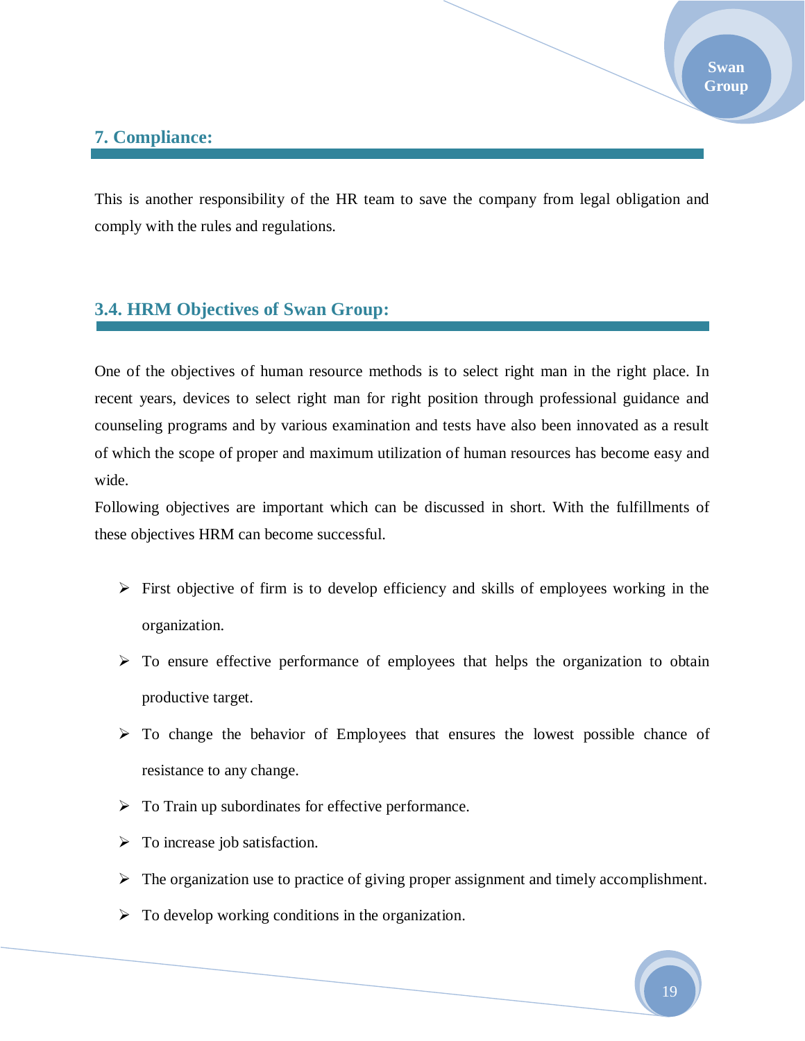## 7. Compliance:

This is another responsibility of the HR team to save the company from legal obligation and comply with the rules and regulations.

## 3.4. HRM Objectives of Swan Group:

One of the objectives of human resource methods is to select right man in the right place. In recent years, devices to select right man for right position through professional guidance and counseling programs and by various examination and tests have also been innovated as a result of which the scope of proper and maximum utilization of human resources has become easy and wide.

Following objectives are important which can be discussed in short. With the fulfillments of these objectives HRM can become successful.

- First objective of firm is to develop efficiency and skills of employees working in the organization.
- To ensure effective performance of employees that helps the organization to obtain productive target.
- To change the behavior of Employees that ensures the lowest possible chance of resistance to any change.
- To Train up subordinates for effective performance.
- To increase job satisfaction.
- The organization use to practice of giving proper assignment and timely accomplishment.
- To develop working conditions in the organization.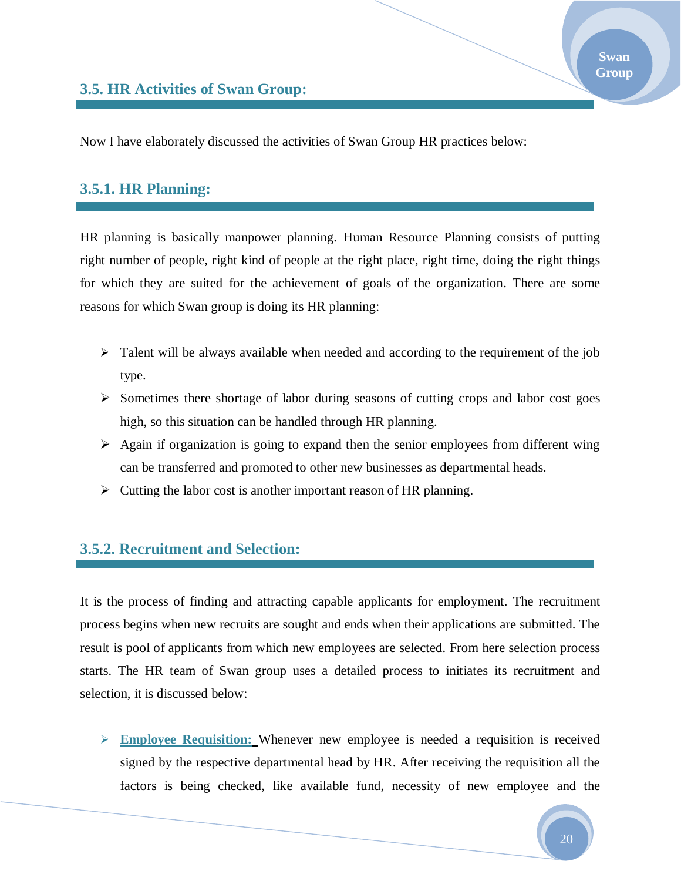## 3.5. HR Activities of Swan Group:

Now I have elaborately discussed the activities of Swan Group HR practices below:

### 3.5.1. HR Planning:

HR planning is basically manpower planning. Human Resource Planning consists of putting right number of people, right kind of people at the right place, right time, doing the right things for which they are suited for the achievement of goals of the organization. There are some reasons for which Swan group is doing its HR planning:

- Talent will be always available when needed and according to the requirement of the job type.
- Sometimes there shortage of labor during seasons of cutting crops and labor cost goes high, so this situation can be handled through HR planning.
- Again if organization is going to expand then the senior employees from different wing can be transferred and promoted to other new businesses as departmental heads.
- Cutting the labor cost is another important reason of HR planning.

### 3.5.2. Recruitment and Selection:

It is the process of finding and attracting capable applicants for employment. The recruitment process begins when new recruits are sought and ends when their applications are submitted. The result is pool of applicants from which new employees are selected. From here selection process starts. The HR team of Swan group uses a detailed process to initiates its recruitment and selection, it is discussed below:

- **Employee Requisition:** Whenever new employee is needed a requisition is received signed by the respective departmental head by HR. After receiving the requisition all the factors is being checked, like available fund, necessity of new employee and the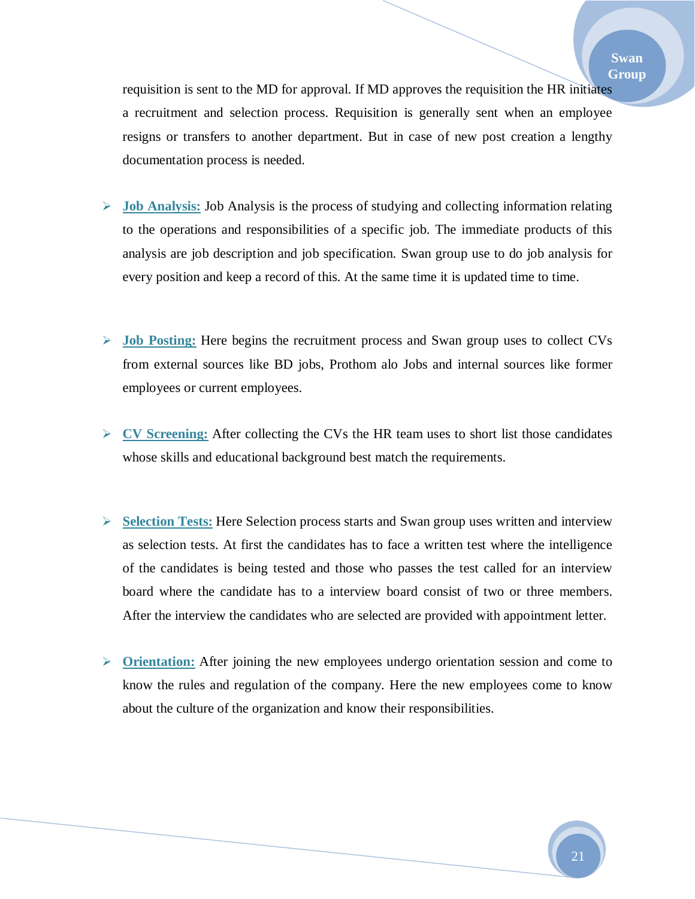requisition is sent to the MD for approval. If MD approves the requisition the HR initiates a recruitment and selection process. Requisition is generally sent when an employee resigns or transfers to another department. But in case of new post creation a lengthy documentation process is needed.

- **Job Analysis:** Job Analysis is the process of studying and collecting information relating to the operations and responsibilities of a specific job. The immediate products of this analysis are job description and job specification. Swan group use to do job analysis for every position and keep a record of this. At the same time it is updated time to time.

- **Job Posting:** Here begins the recruitment process and Swan group uses to collect CVs from external sources like BD jobs, Prothom alo Jobs and internal sources like former employees or current employees.

- **CV Screening:** After collecting the CVs the HR team uses to short list those candidates whose skills and educational background best match the requirements.

- **Selection Tests:** Here Selection process starts and Swan group uses written and interview as selection tests. At first the candidates has to face a written test where the intelligence of the candidates is being tested and those who passes the test called for an interview board where the candidate has to a interview board consist of two or three members. After the interview the candidates who are selected are provided with appointment letter.

- **Orientation:** After joining the new employees undergo orientation session and come to know the rules and regulation of the company. Here the new employees come to know about the culture of the organization and know their responsibilities.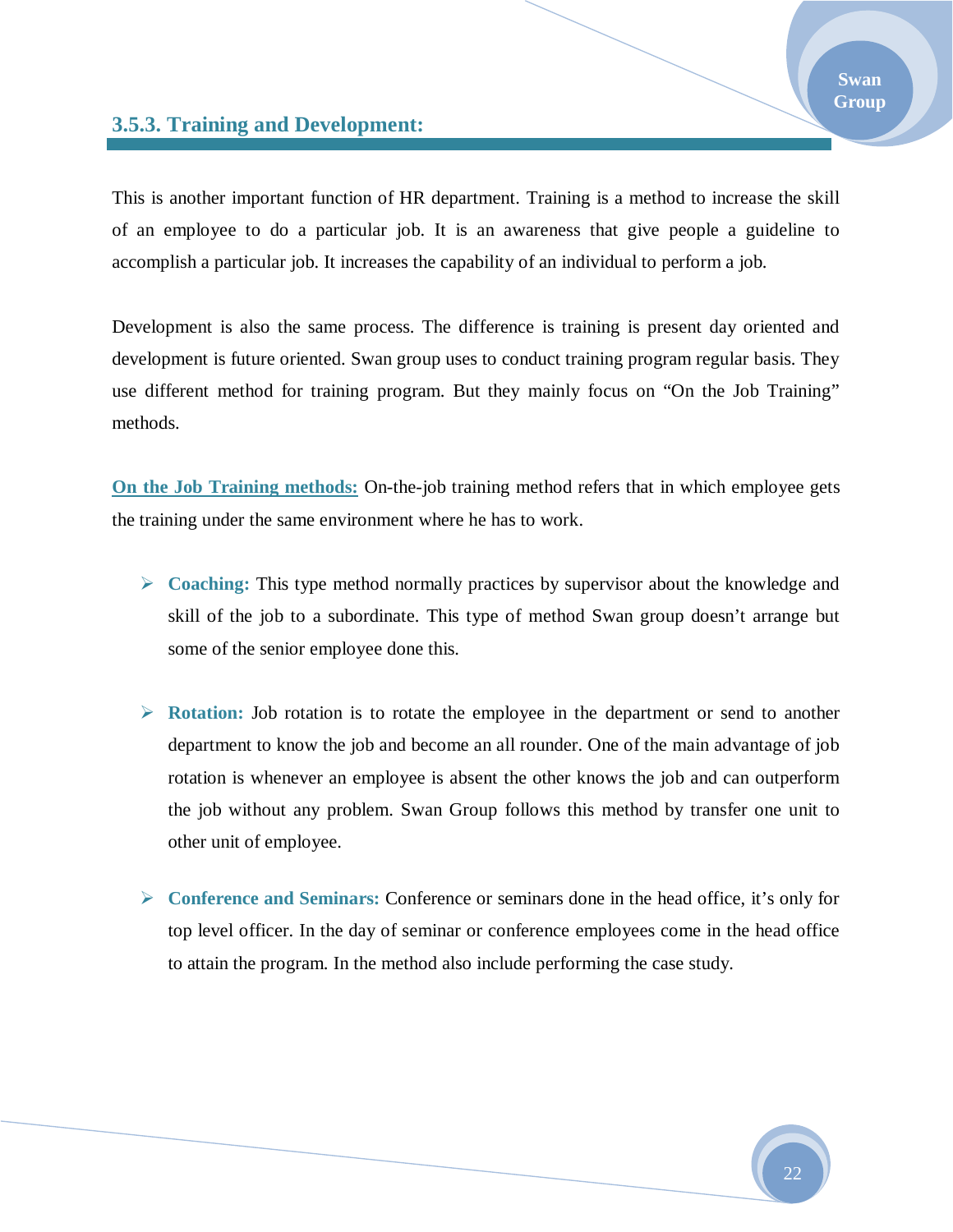### 3.5.3. Training and Development:

This is another important function of HR department. Training is a method to increase the skill of an employee to do a particular job. It is an awareness that give people a guideline to accomplish a particular job. It increases the capability of an individual to perform a job.

Development is also the same process. The difference is training is present day oriented and development is future oriented. Swan group uses to conduct training program regular basis. They use different method for training program. But they mainly focus on "On the Job Training" methods.

**On the Job Training methods:** On-the-job training method refers that in which employee gets the training under the same environment where he has to work.

- **Coaching:** This type method normally practices by supervisor about the knowledge and skill of the job to a subordinate. This type of method Swan group doesn't arrange but some of the senior employee done this.

- **Rotation:** Job rotation is to rotate the employee in the department or send to another department to know the job and become an all rounder. One of the main advantage of job rotation is whenever an employee is absent the other knows the job and can outperform the job without any problem. Swan Group follows this method by transfer one unit to other unit of employee.

- **Conference and Seminars:** Conference or seminars done in the head office, it's only for top level officer. In the day of seminar or conference employees come in the head office to attain the program. In the method also include performing the case study.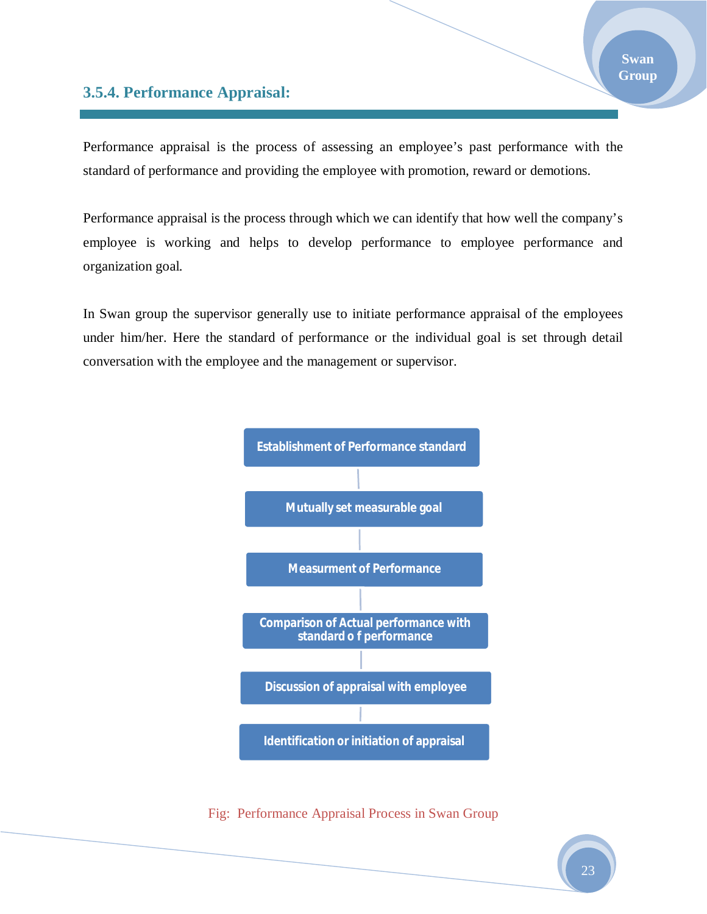### 3.5.4. Performance Appraisal:

Performance appraisal is the process of assessing an employee's past performance with the standard of performance and providing the employee with promotion, reward or demotions.

Performance appraisal is the process through which we can identify that how well the company's employee is working and helps to develop performance to employee performance and organization goal.

In Swan group the supervisor generally use to initiate performance appraisal of the employees under him/her. Here the standard of performance or the individual goal is set through detail conversation with the employee and the management or supervisor.

Establishment of Performance standard

Mutually set measurable goal

Measurment of Performance

Comparison of Actual performance with standard o f performance

Discussion of appraisal with employee

Identification or initiation of appraisal

Fig: Performance Appraisal Process in Swan Group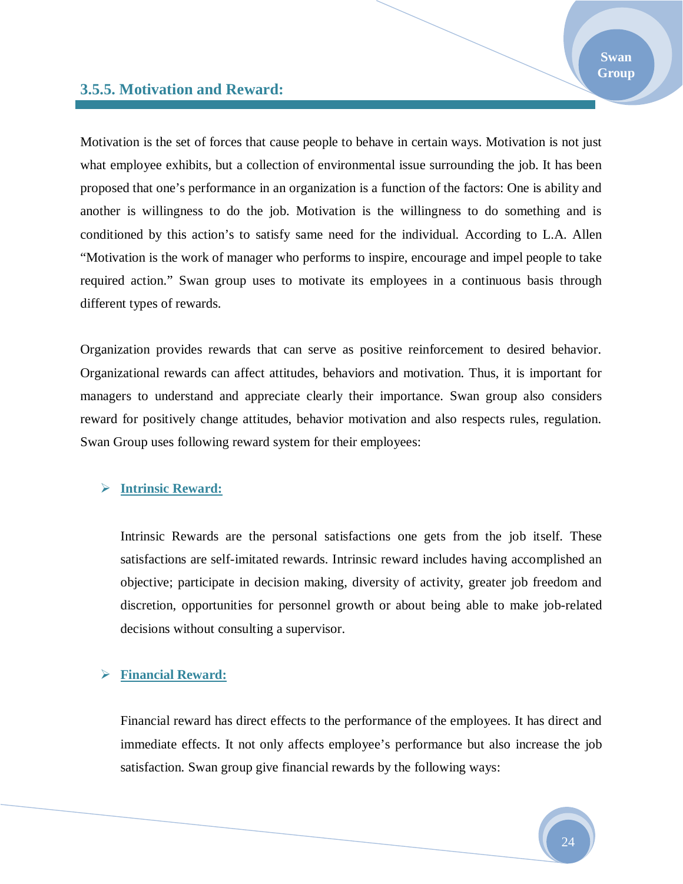### 3.5.5. Motivation and Reward:

Motivation is the set of forces that cause people to behave in certain ways. Motivation is not just what employee exhibits, but a collection of environmental issue surrounding the job. It has been proposed that one's performance in an organization is a function of the factors: One is ability and another is willingness to do the job. Motivation is the willingness to do something and is conditioned by this action's to satisfy same need for the individual. According to L.A. Allen "Motivation is the work of manager who performs to inspire, encourage and impel people to take required action." Swan group uses to motivate its employees in a continuous basis through different types of rewards.

Organization provides rewards that can serve as positive reinforcement to desired behavior. Organizational rewards can affect attitudes, behaviors and motivation. Thus, it is important for managers to understand and appreciate clearly their importance. Swan group also considers reward for positively change attitudes, behavior motivation and also respects rules, regulation. Swan Group uses following reward system for their employees:

- **Intrinsic Reward:**

  Intrinsic Rewards are the personal satisfactions one gets from the job itself. These satisfactions are self-imitated rewards. Intrinsic reward includes having accomplished an objective; participate in decision making, diversity of activity, greater job freedom and discretion, opportunities for personnel growth or about being able to make job-related decisions without consulting a supervisor.

- **Financial Reward:**

  Financial reward has direct effects to the performance of the employees. It has direct and immediate effects. It not only affects employee's performance but also increase the job satisfaction. Swan group give financial rewards by the following ways: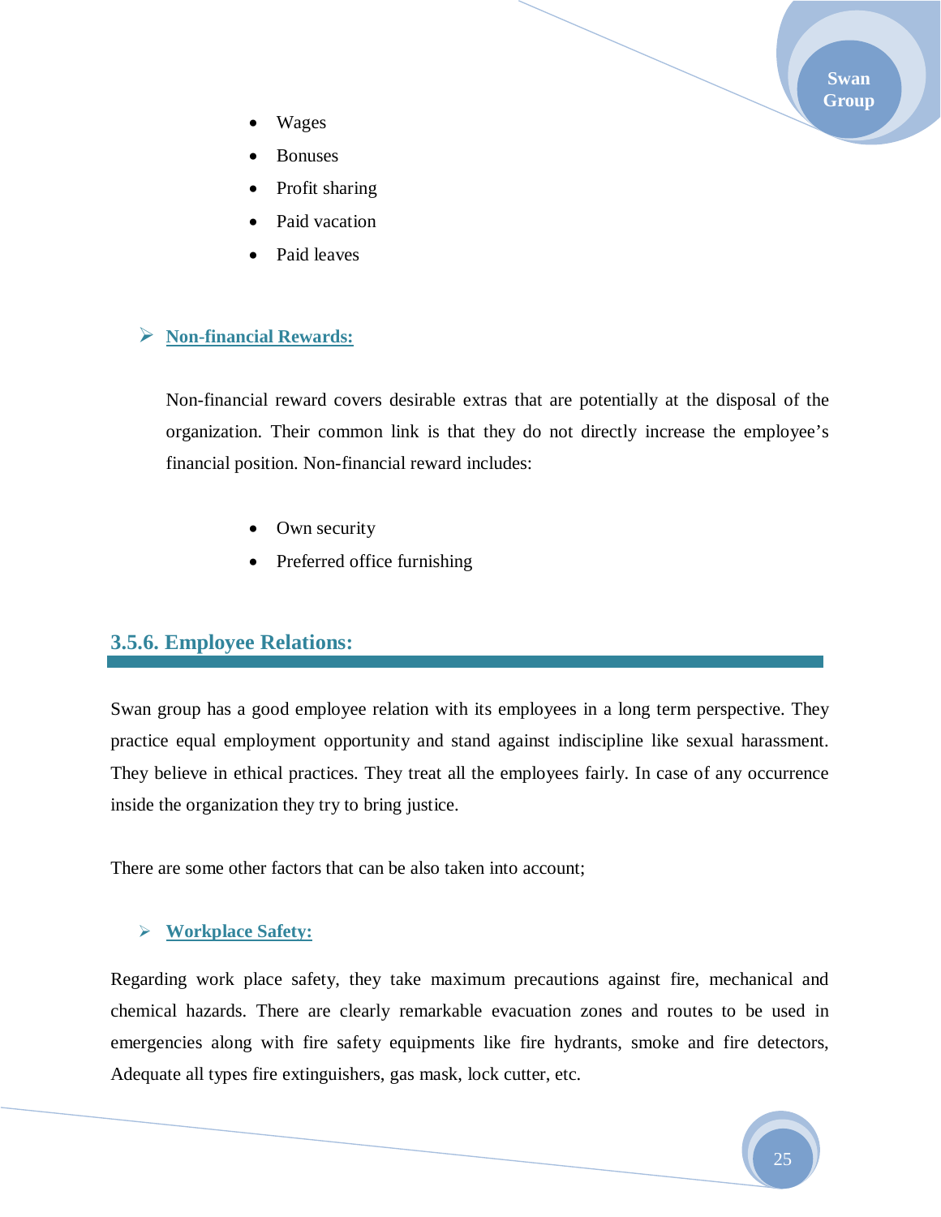- Wages
- Bonuses
- Profit sharing
- Paid vacation
- Paid leaves

➢ **Non-financial Rewards:**

Non-financial reward covers desirable extras that are potentially at the disposal of the organization. Their common link is that they do not directly increase the employee's financial position. Non-financial reward includes:

- Own security
- Preferred office furnishing

### 3.5.6. Employee Relations:

Swan group has a good employee relation with its employees in a long term perspective. They practice equal employment opportunity and stand against indiscipline like sexual harassment. They believe in ethical practices. They treat all the employees fairly. In case of any occurrence inside the organization they try to bring justice.

There are some other factors that can be also taken into account;

➢ **Workplace Safety:**

Regarding work place safety, they take maximum precautions against fire, mechanical and chemical hazards. There are clearly remarkable evacuation zones and routes to be used in emergencies along with fire safety equipments like fire hydrants, smoke and fire detectors, Adequate all types fire extinguishers, gas mask, lock cutter, etc.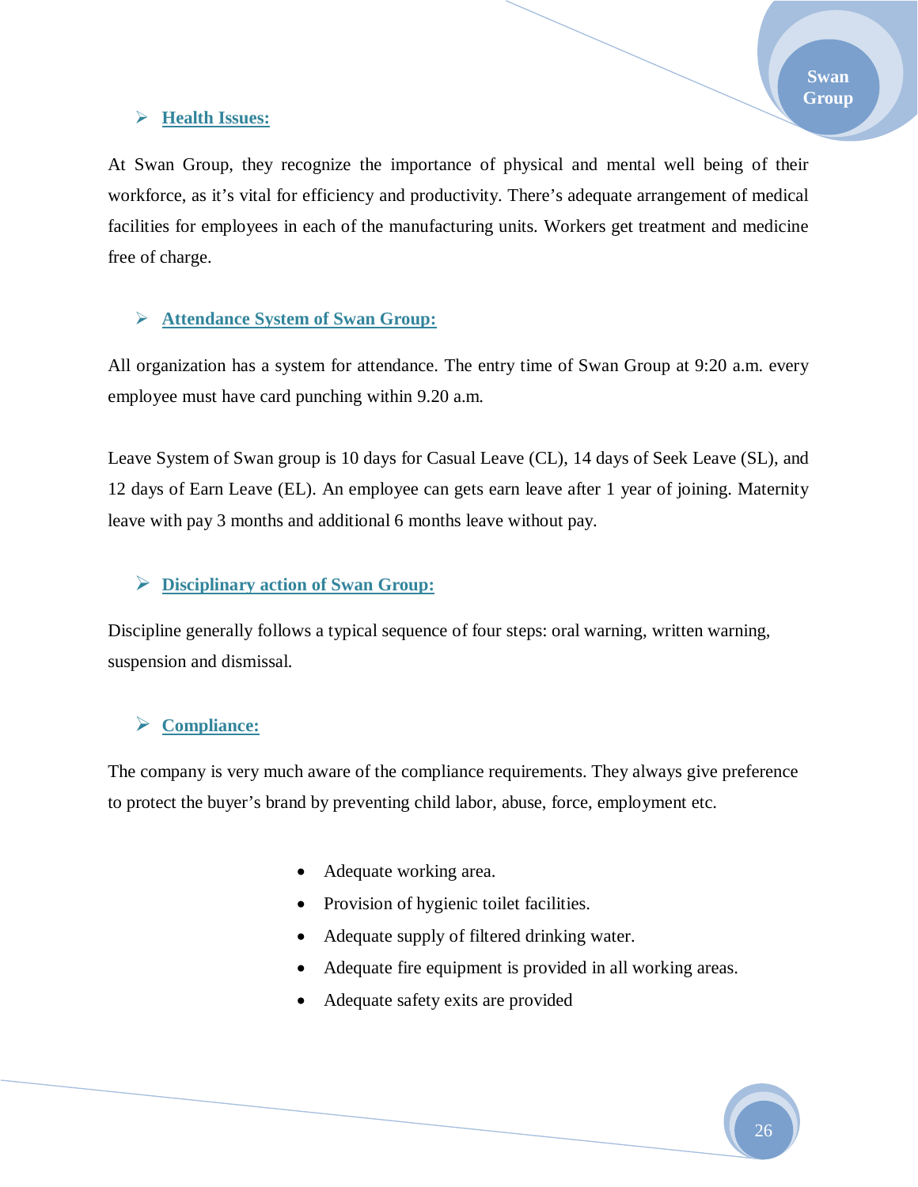### Health Issues:

At Swan Group, they recognize the importance of physical and mental well being of their workforce, as it's vital for efficiency and productivity. There's adequate arrangement of medical facilities for employees in each of the manufacturing units. Workers get treatment and medicine free of charge.

### Attendance System of Swan Group:

All organization has a system for attendance. The entry time of Swan Group at 9:20 a.m. every employee must have card punching within 9.20 a.m.

Leave System of Swan group is 10 days for Casual Leave (CL), 14 days of Seek Leave (SL), and 12 days of Earn Leave (EL). An employee can gets earn leave after 1 year of joining. Maternity leave with pay 3 months and additional 6 months leave without pay.

### Disciplinary action of Swan Group:

Discipline generally follows a typical sequence of four steps: oral warning, written warning, suspension and dismissal.

### Compliance:

The company is very much aware of the compliance requirements. They always give preference to protect the buyer's brand by preventing child labor, abuse, force, employment etc.

- Adequate working area.
- Provision of hygienic toilet facilities.
- Adequate supply of filtered drinking water.
- Adequate fire equipment is provided in all working areas.
- Adequate safety exits are provided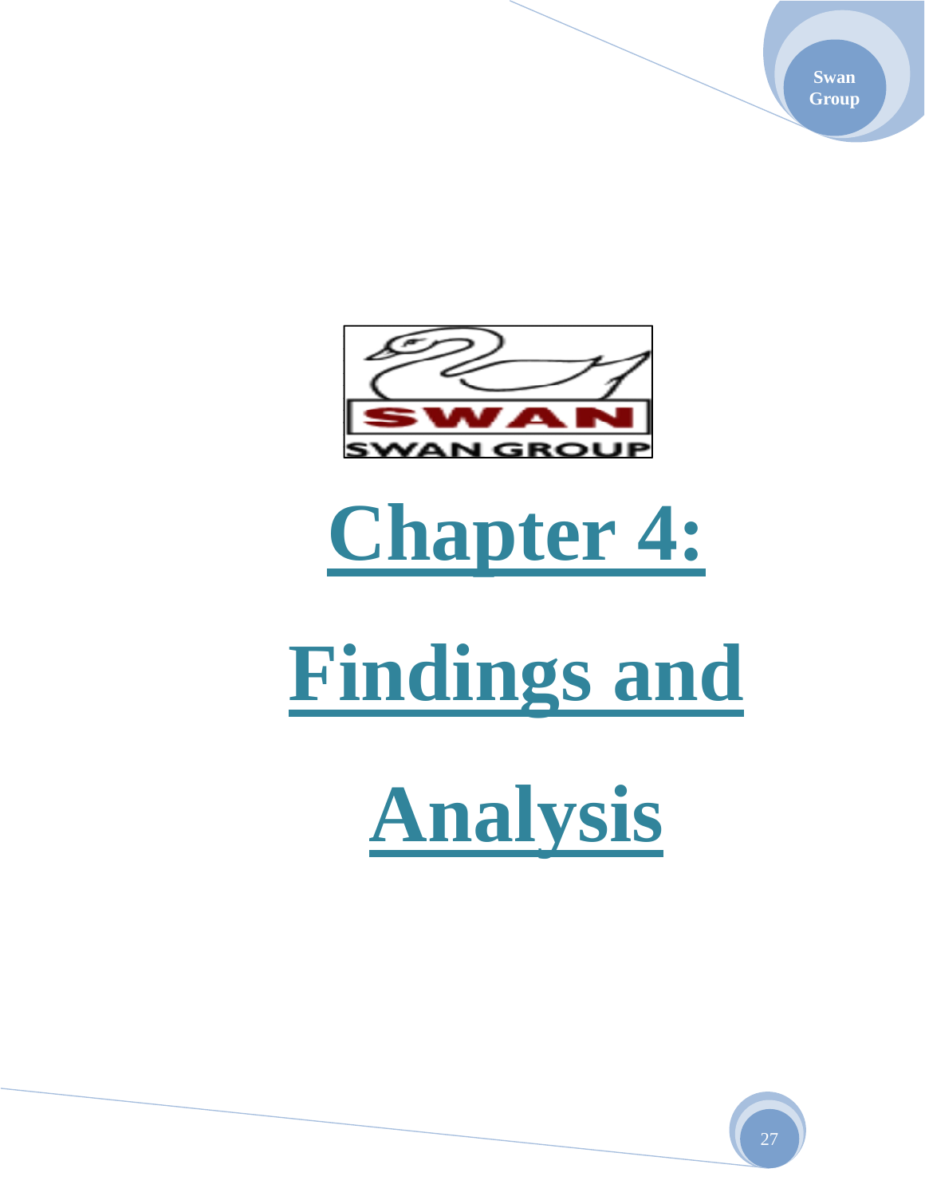# Chapter 4: Findings and Analysis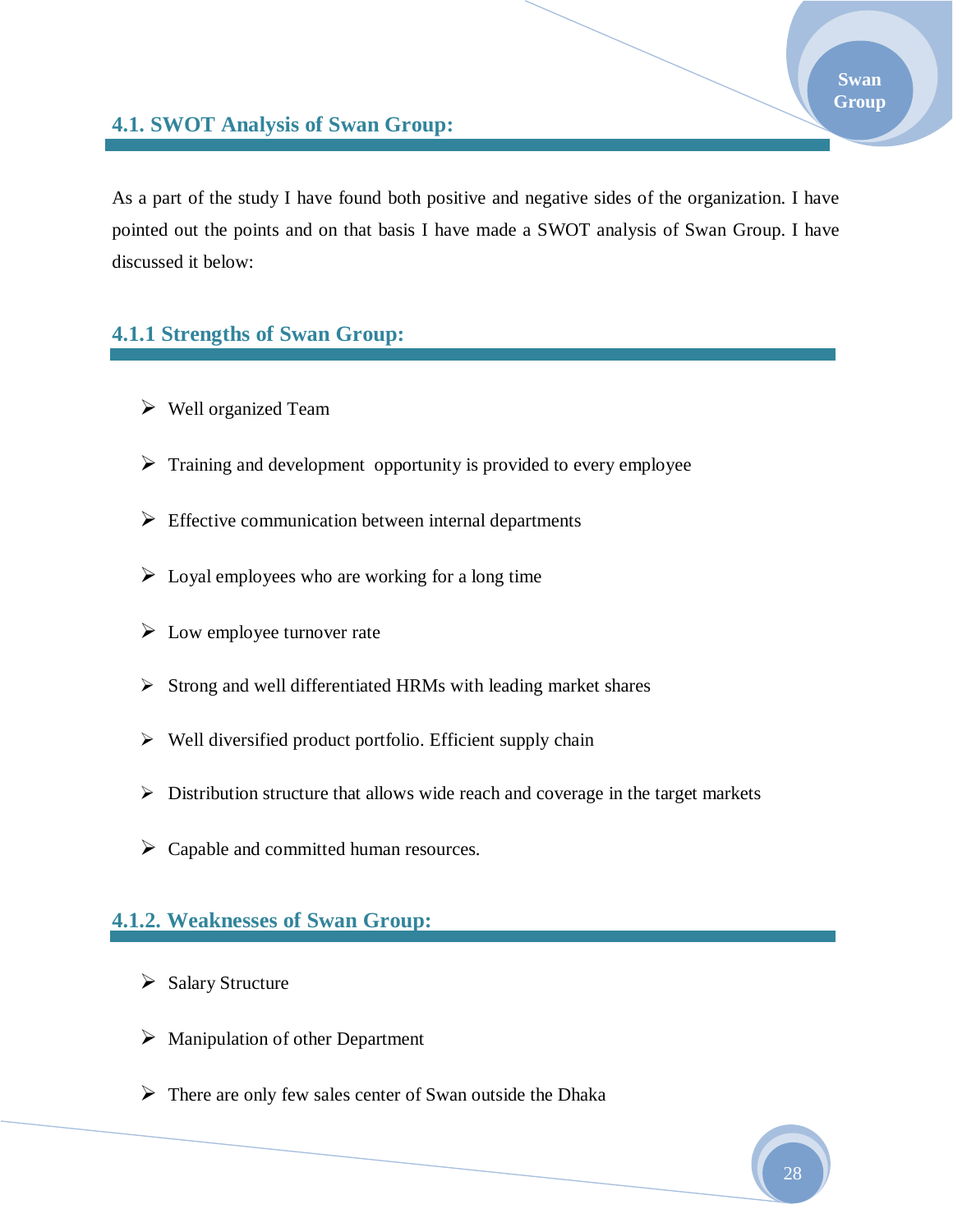## 4.1. SWOT Analysis of Swan Group:

As a part of the study I have found both positive and negative sides of the organization. I have pointed out the points and on that basis I have made a SWOT analysis of Swan Group. I have discussed it below:

### 4.1.1 Strengths of Swan Group:

- Well organized Team
- Training and development opportunity is provided to every employee
- Effective communication between internal departments
- Loyal employees who are working for a long time
- Low employee turnover rate
- Strong and well differentiated HRMs with leading market shares
- Well diversified product portfolio. Efficient supply chain
- Distribution structure that allows wide reach and coverage in the target markets
- Capable and committed human resources.

### 4.1.2. Weaknesses of Swan Group:

- Salary Structure
- Manipulation of other Department
- There are only few sales center of Swan outside the Dhaka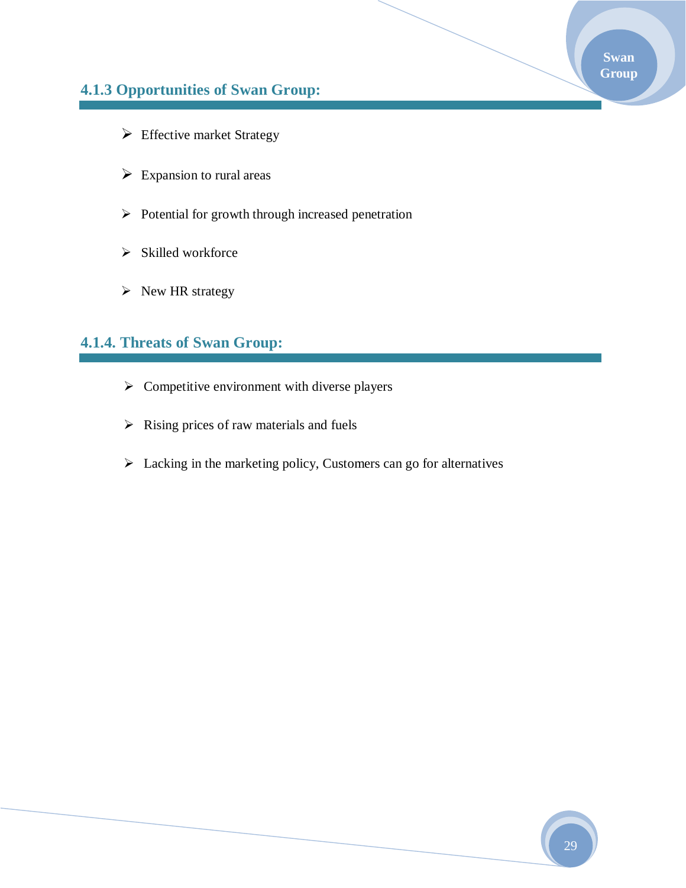### 4.1.3 Opportunities of Swan Group:

- Effective market Strategy
- Expansion to rural areas
- Potential for growth through increased penetration
- Skilled workforce
- New HR strategy

### 4.1.4. Threats of Swan Group:

- Competitive environment with diverse players
- Rising prices of raw materials and fuels
- Lacking in the marketing policy, Customers can go for alternatives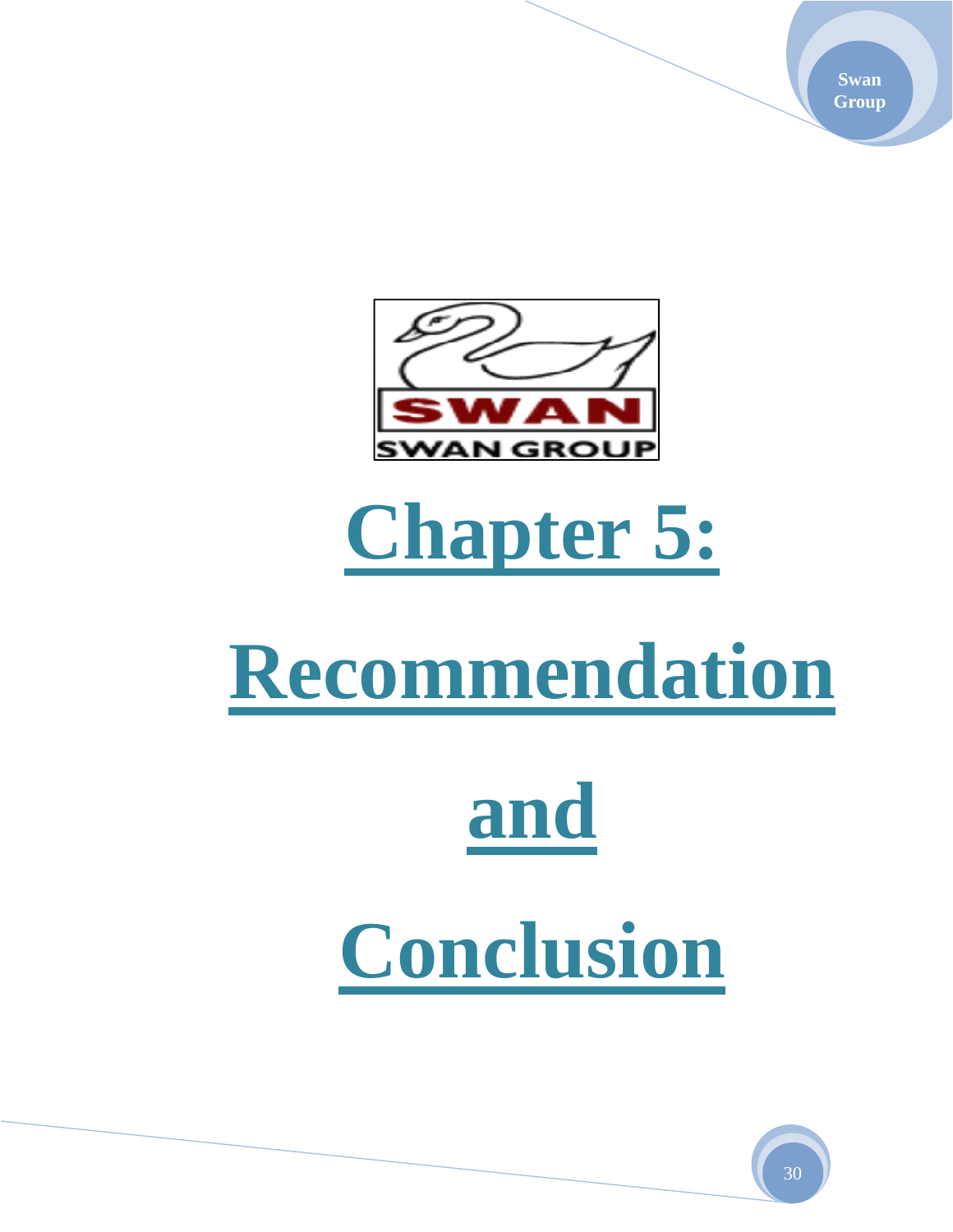# Chapter 5: Recommendation and Conclusion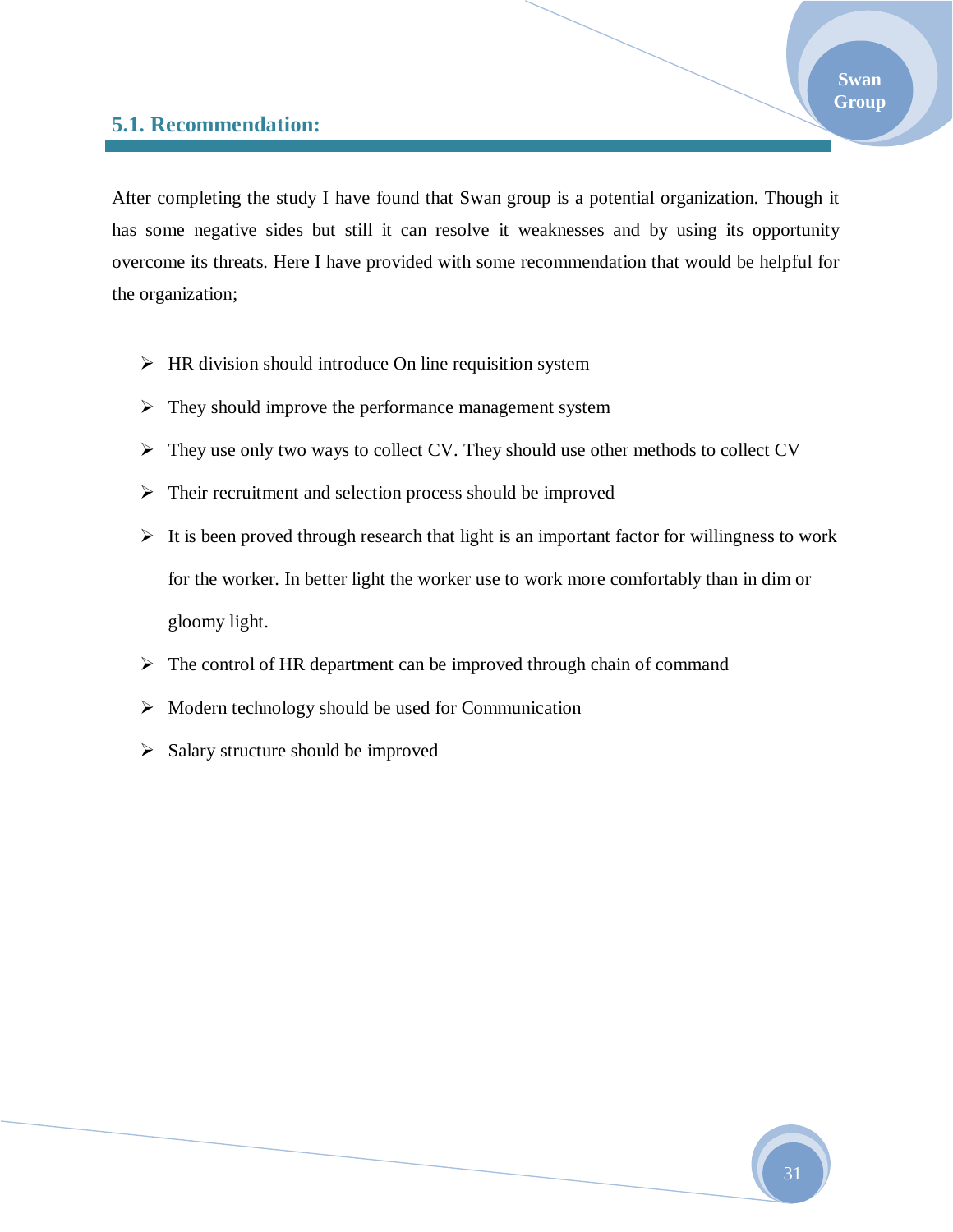## 5.1. Recommendation:

After completing the study I have found that Swan group is a potential organization. Though it has some negative sides but still it can resolve it weaknesses and by using its opportunity overcome its threats. Here I have provided with some recommendation that would be helpful for the organization;

- HR division should introduce On line requisition system
- They should improve the performance management system
- They use only two ways to collect CV. They should use other methods to collect CV
- Their recruitment and selection process should be improved
- It is been proved through research that light is an important factor for willingness to work for the worker. In better light the worker use to work more comfortably than in dim or gloomy light.
- The control of HR department can be improved through chain of command
- Modern technology should be used for Communication
- Salary structure should be improved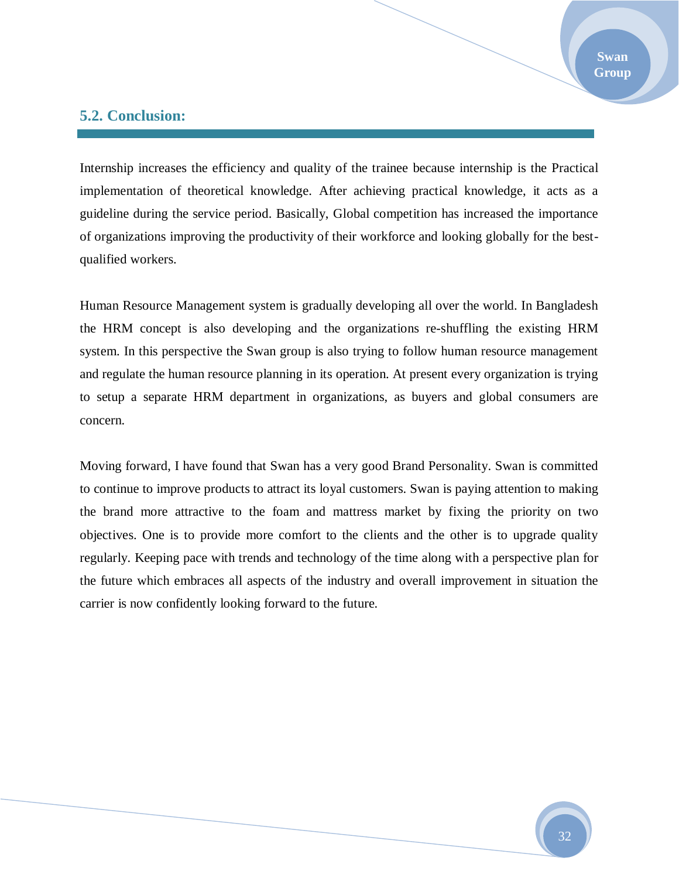## 5.2. Conclusion:

Internship increases the efficiency and quality of the trainee because internship is the Practical implementation of theoretical knowledge. After achieving practical knowledge, it acts as a guideline during the service period. Basically, Global competition has increased the importance of organizations improving the productivity of their workforce and looking globally for the best-qualified workers.

Human Resource Management system is gradually developing all over the world. In Bangladesh the HRM concept is also developing and the organizations re-shuffling the existing HRM system. In this perspective the Swan group is also trying to follow human resource management and regulate the human resource planning in its operation. At present every organization is trying to setup a separate HRM department in organizations, as buyers and global consumers are concern.

Moving forward, I have found that Swan has a very good Brand Personality. Swan is committed to continue to improve products to attract its loyal customers. Swan is paying attention to making the brand more attractive to the foam and mattress market by fixing the priority on two objectives. One is to provide more comfort to the clients and the other is to upgrade quality regularly. Keeping pace with trends and technology of the time along with a perspective plan for the future which embraces all aspects of the industry and overall improvement in situation the carrier is now confidently looking forward to the future.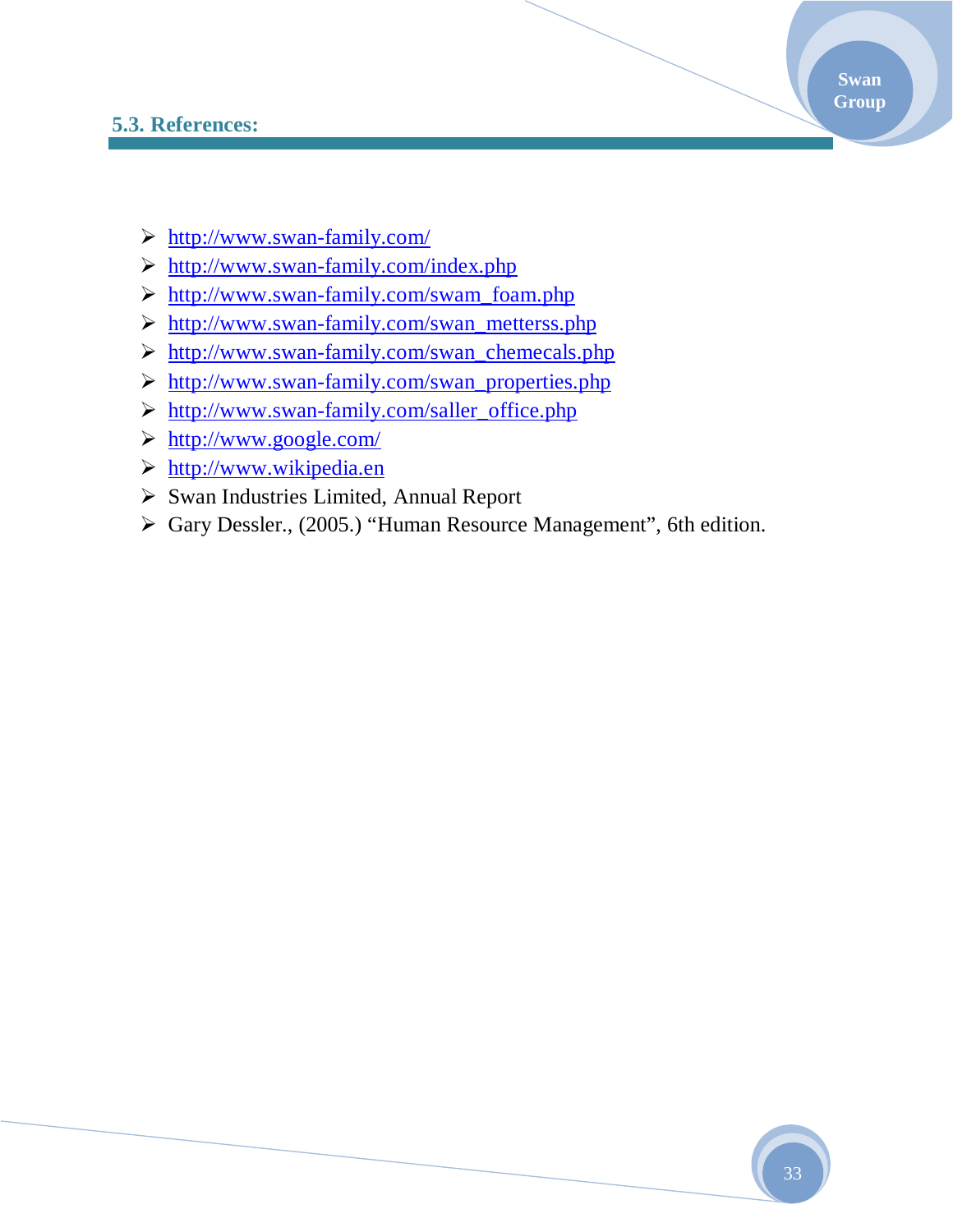### 5.3. References:

- http://www.swan-family.com/
- http://www.swan-family.com/index.php
- http://www.swan-family.com/swam_foam.php
- http://www.swan-family.com/swan_metterss.php
- http://www.swan-family.com/swan_chemecals.php
- http://www.swan-family.com/swan_properties.php
- http://www.swan-family.com/saller_office.php
- http://www.google.com/
- http://www.wikipedia.en
- Swan Industries Limited, Annual Report
- Gary Dessler., (2005.) "Human Resource Management", 6th edition.